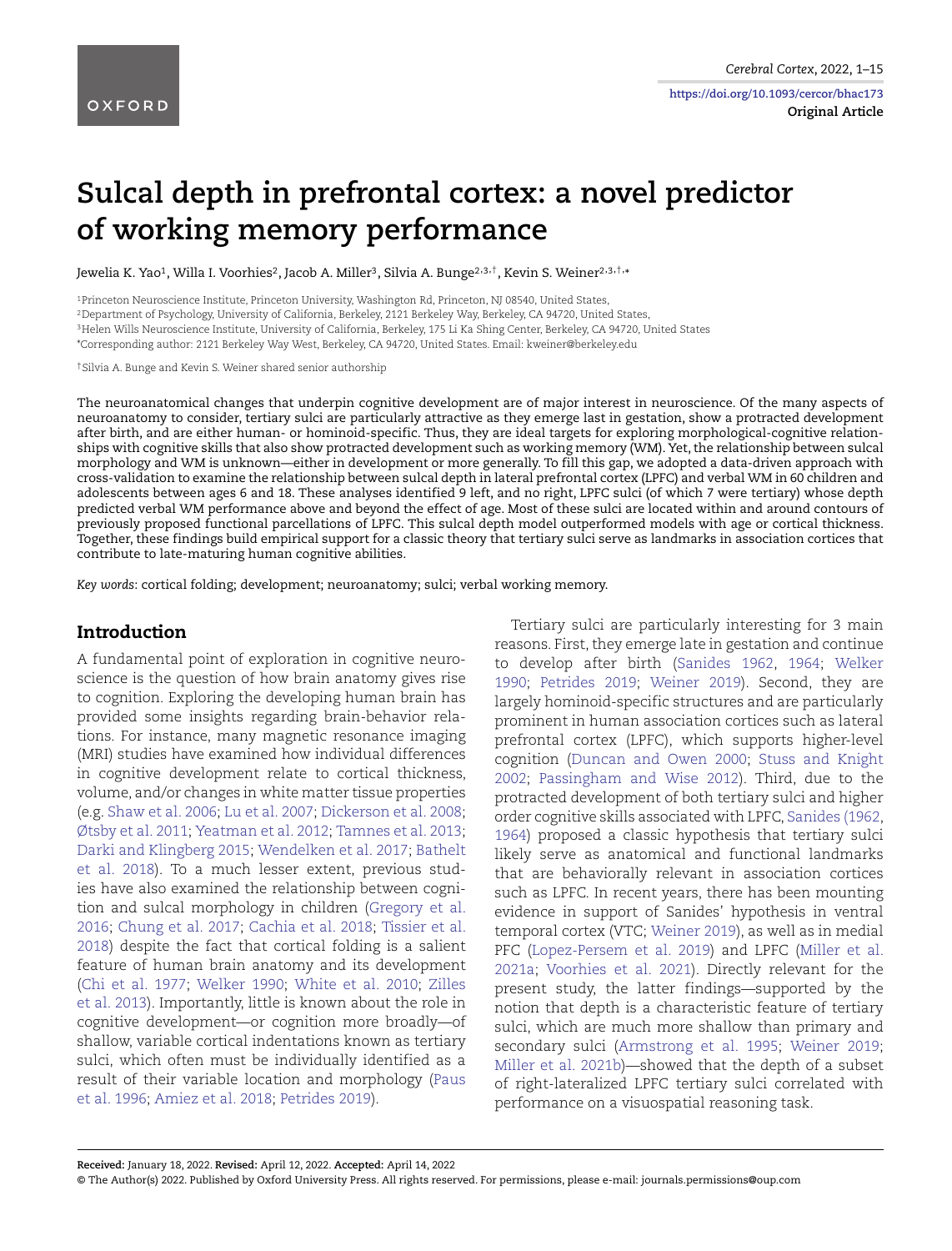# Sulcal depth in prefrontal cortex: a novel predictor of working memory performance

Jewelia K. Yao[1], Willa I. Voorhies[2], Jacob A. Miller[3], Silvia A. Bunge[2,3,†], Kevin S. Weiner[2,3,†,*]

[1]Princeton Neuroscience Institute, Princeton University, Washington Rd, Princeton, NJ 08540, United States,
[2]Department of Psychology, University of California, Berkeley, 2121 Berkeley Way, Berkeley, CA 94720, United States,
[3]Helen Wills Neuroscience Institute, University of California, Berkeley, 175 Li Ka Shing Center, Berkeley, CA 94720, United States
*Corresponding author: 2121 Berkeley Way West, Berkeley, CA 94720, United States. Email: kweiner@berkeley.edu

†Silvia A. Bunge and Kevin S. Weiner shared senior authorship

The neuroanatomical changes that underpin cognitive development are of major interest in neuroscience. Of the many aspects of neuroanatomy to consider, tertiary sulci are particularly attractive as they emerge last in gestation, show a protracted development after birth, and are either human- or hominoid-specific. Thus, they are ideal targets for exploring morphological-cognitive relationships with cognitive skills that also show protracted development such as working memory (WM). Yet, the relationship between sulcal morphology and WM is unknown—either in development or more generally. To fill this gap, we adopted a data-driven approach with cross-validation to examine the relationship between sulcal depth in lateral prefrontal cortex (LPFC) and verbal WM in 60 children and adolescents between ages 6 and 18. These analyses identified 9 left, and no right, LPFC sulci (of which 7 were tertiary) whose depth predicted verbal WM performance above and beyond the effect of age. Most of these sulci are located within and around contours of previously proposed functional parcellations of LPFC. This sulcal depth model outperformed models with age or cortical thickness. Together, these findings build empirical support for a classic theory that tertiary sulci serve as landmarks in association cortices that contribute to late-maturing human cognitive abilities.

*Key words*: cortical folding; development; neuroanatomy; sulci; verbal working memory.

## Introduction

A fundamental point of exploration in cognitive neuroscience is the question of how brain anatomy gives rise to cognition. Exploring the developing human brain has provided some insights regarding brain-behavior relations. For instance, many magnetic resonance imaging (MRI) studies have examined how individual differences in cognitive development relate to cortical thickness, volume, and/or changes in white matter tissue properties (e.g. Shaw et al. 2006; Lu et al. 2007; Dickerson et al. 2008; Østby et al. 2011; Yeatman et al. 2012; Tamnes et al. 2013; Darki and Klingberg 2015; Wendelken et al. 2017; Bathelt et al. 2018). To a much lesser extent, previous studies have also examined the relationship between cognition and sulcal morphology in children (Gregory et al. 2016; Chung et al. 2017; Cachia et al. 2018; Tissier et al. 2018) despite the fact that cortical folding is a salient feature of human brain anatomy and its development (Chi et al. 1977; Welker 1990; White et al. 2010; Zilles et al. 2013). Importantly, little is known about the role in cognitive development—or cognition more broadly—of shallow, variable cortical indentations known as tertiary sulci, which often must be individually identified as a result of their variable location and morphology (Paus et al. 1996; Amiez et al. 2018; Petrides 2019).

Tertiary sulci are particularly interesting for 3 main reasons. First, they emerge late in gestation and continue to develop after birth (Sanides 1962, 1964; Welker 1990; Petrides 2019; Weiner 2019). Second, they are largely hominoid-specific structures and are particularly prominent in human association cortices such as lateral prefrontal cortex (LPFC), which supports higher-level cognition (Duncan and Owen 2000; Stuss and Knight 2002; Passingham and Wise 2012). Third, due to the protracted development of both tertiary sulci and higher order cognitive skills associated with LPFC, Sanides (1962, 1964) proposed a classic hypothesis that tertiary sulci likely serve as anatomical and functional landmarks that are behaviorally relevant in association cortices such as LPFC. In recent years, there has been mounting evidence in support of Sanides' hypothesis in ventral temporal cortex (VTC; Weiner 2019), as well as in medial PFC (Lopez-Persem et al. 2019) and LPFC (Miller et al. 2021a; Voorhies et al. 2021). Directly relevant for the present study, the latter findings—supported by the notion that depth is a characteristic feature of tertiary sulci, which are much more shallow than primary and secondary sulci (Armstrong et al. 1995; Weiner 2019; Miller et al. 2021b)—showed that the depth of a subset of right-lateralized LPFC tertiary sulci correlated with performance on a visuospatial reasoning task.

**Received:** January 18, 2022. **Revised:** April 12, 2022. **Accepted:** April 14, 2022
© The Author(s) 2022. Published by Oxford University Press. All rights reserved. For permissions, please e-mail: journals.permissions@oup.com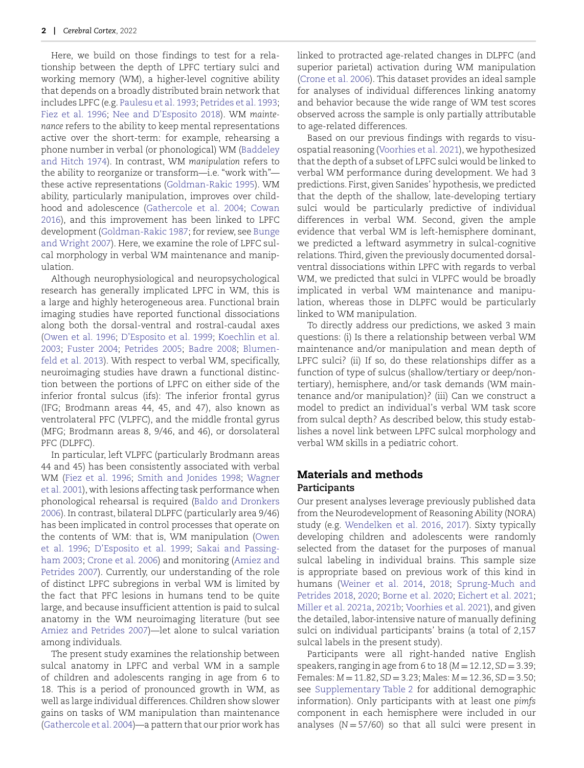Here, we build on those findings to test for a relationship between the depth of LPFC tertiary sulci and working memory (WM), a higher-level cognitive ability that depends on a broadly distributed brain network that includes LPFC (e.g. Paulesu et al. 1993; Petrides et al. 1993; Fiez et al. 1996; Nee and D'Esposito 2018). WM *maintenance* refers to the ability to keep mental representations active over the short-term: for example, rehearsing a phone number in verbal (or phonological) WM (Baddeley and Hitch 1974). In contrast, WM *manipulation* refers to the ability to reorganize or transform—i.e. "work with"—these active representations (Goldman-Rakic 1995). WM ability, particularly manipulation, improves over childhood and adolescence (Gathercole et al. 2004; Cowan 2016), and this improvement has been linked to LPFC development (Goldman-Rakic 1987; for review, see Bunge and Wright 2007). Here, we examine the role of LPFC sulcal morphology in verbal WM maintenance and manipulation.

Although neurophysiological and neuropsychological research has generally implicated LPFC in WM, this is a large and highly heterogeneous area. Functional brain imaging studies have reported functional dissociations along both the dorsal-ventral and rostral-caudal axes (Owen et al. 1996; D'Esposito et al. 1999; Koechlin et al. 2003; Fuster 2004; Petrides 2005; Badre 2008; Blumenfeld et al. 2013). With respect to verbal WM, specifically, neuroimaging studies have drawn a functional distinction between the portions of LPFC on either side of the inferior frontal sulcus (ifs): The inferior frontal gyrus (IFG; Brodmann areas 44, 45, and 47), also known as ventrolateral PFC (VLPFC), and the middle frontal gyrus (MFG; Brodmann areas 8, 9/46, and 46), or dorsolateral PFC (DLPFC).

In particular, left VLPFC (particularly Brodmann areas 44 and 45) has been consistently associated with verbal WM (Fiez et al. 1996; Smith and Jonides 1998; Wagner et al. 2001), with lesions affecting task performance when phonological rehearsal is required (Baldo and Dronkers 2006). In contrast, bilateral DLPFC (particularly area 9/46) has been implicated in control processes that operate on the contents of WM: that is, WM manipulation (Owen et al. 1996; D'Esposito et al. 1999; Sakai and Passingham 2003; Crone et al. 2006) and monitoring (Amiez and Petrides 2007). Currently, our understanding of the role of distinct LPFC subregions in verbal WM is limited by the fact that PFC lesions in humans tend to be quite large, and because insufficient attention is paid to sulcal anatomy in the WM neuroimaging literature (but see Amiez and Petrides 2007)—let alone to sulcal variation among individuals.

The present study examines the relationship between sulcal anatomy in LPFC and verbal WM in a sample of children and adolescents ranging in age from 6 to 18. This is a period of pronounced growth in WM, as well as large individual differences. Children show slower gains on tasks of WM manipulation than maintenance (Gathercole et al. 2004)—a pattern that our prior work has linked to protracted age-related changes in DLPFC (and superior parietal) activation during WM manipulation (Crone et al. 2006). This dataset provides an ideal sample for analyses of individual differences linking anatomy and behavior because the wide range of WM test scores observed across the sample is only partially attributable to age-related differences.

Based on our previous findings with regards to visuospatial reasoning (Voorhies et al. 2021), we hypothesized that the depth of a subset of LPFC sulci would be linked to verbal WM performance during development. We had 3 predictions. First, given Sanides' hypothesis, we predicted that the depth of the shallow, late-developing tertiary sulci would be particularly predictive of individual differences in verbal WM. Second, given the ample evidence that verbal WM is left-hemisphere dominant, we predicted a leftward asymmetry in sulcal-cognitive relations. Third, given the previously documented dorsal-ventral dissociations within LPFC with regards to verbal WM, we predicted that sulci in VLPFC would be broadly implicated in verbal WM maintenance and manipulation, whereas those in DLPFC would be particularly linked to WM manipulation.

To directly address our predictions, we asked 3 main questions: (i) Is there a relationship between verbal WM maintenance and/or manipulation and mean depth of LPFC sulci? (ii) If so, do these relationships differ as a function of type of sulcus (shallow/tertiary or deep/non-tertiary), hemisphere, and/or task demands (WM maintenance and/or manipulation)? (iii) Can we construct a model to predict an individual's verbal WM task score from sulcal depth? As described below, this study establishes a novel link between LPFC sulcal morphology and verbal WM skills in a pediatric cohort.

## Materials and methods

### Participants

Our present analyses leverage previously published data from the Neurodevelopment of Reasoning Ability (NORA) study (e.g. Wendelken et al. 2016, 2017). Sixty typically developing children and adolescents were randomly selected from the dataset for the purposes of manual sulcal labeling in individual brains. This sample size is appropriate based on previous work of this kind in humans (Weiner et al. 2014, 2018; Sprung-Much and Petrides 2018, 2020; Borne et al. 2020; Eichert et al. 2021; Miller et al. 2021a, 2021b; Voorhies et al. 2021), and given the detailed, labor-intensive nature of manually defining sulci on individual participants' brains (a total of 2,157 sulcal labels in the present study).

Participants were all right-handed native English speakers, ranging in age from 6 to 18 ($M = 12.12$, $SD = 3.39$; Females: $M = 11.82$, $SD = 3.23$; Males: $M = 12.36$, $SD = 3.50$; see Supplementary Table 2 for additional demographic information). Only participants with at least one *pimfs* component in each hemisphere were included in our analyses ($N = 57/60$) so that all sulci were present in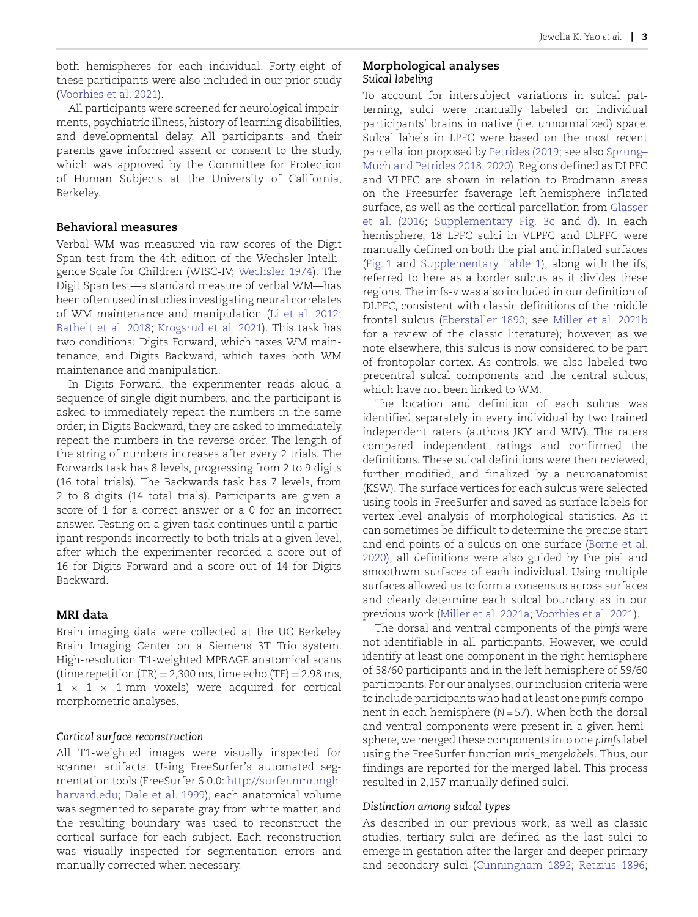both hemispheres for each individual. Forty-eight of these participants were also included in our prior study (Voorhies et al. 2021).

All participants were screened for neurological impairments, psychiatric illness, history of learning disabilities, and developmental delay. All participants and their parents gave informed assent or consent to the study, which was approved by the Committee for Protection of Human Subjects at the University of California, Berkeley.

## Behavioral measures

Verbal WM was measured via raw scores of the Digit Span test from the 4th edition of the Wechsler Intelligence Scale for Children (WISC-IV; Wechsler 1974). The Digit Span test—a standard measure of verbal WM—has been often used in studies investigating neural correlates of WM maintenance and manipulation (Li et al. 2012; Bathelt et al. 2018; Krogsrud et al. 2021). This task has two conditions: Digits Forward, which taxes WM maintenance, and Digits Backward, which taxes both WM maintenance and manipulation.

In Digits Forward, the experimenter reads aloud a sequence of single-digit numbers, and the participant is asked to immediately repeat the numbers in the same order; in Digits Backward, they are asked to immediately repeat the numbers in the reverse order. The length of the string of numbers increases after every 2 trials. The Forwards task has 8 levels, progressing from 2 to 9 digits (16 total trials). The Backwards task has 7 levels, from 2 to 8 digits (14 total trials). Participants are given a score of 1 for a correct answer or a 0 for an incorrect answer. Testing on a given task continues until a participant responds incorrectly to both trials at a given level, after which the experimenter recorded a score out of 16 for Digits Forward and a score out of 14 for Digits Backward.

## MRI data

Brain imaging data were collected at the UC Berkeley Brain Imaging Center on a Siemens 3T Trio system. High-resolution T1-weighted MPRAGE anatomical scans (time repetition (TR) = 2,300 ms, time echo (TE) = 2.98 ms, 1 × 1 × 1-mm voxels) were acquired for cortical morphometric analyses.

### *Cortical surface reconstruction*

All T1-weighted images were visually inspected for scanner artifacts. Using FreeSurfer's automated segmentation tools (FreeSurfer 6.0.0: http://surfer.nmr.mgh.harvard.edu; Dale et al. 1999), each anatomical volume was segmented to separate gray from white matter, and the resulting boundary was used to reconstruct the cortical surface for each subject. Each reconstruction was visually inspected for segmentation errors and manually corrected when necessary.

## Morphological analyses

### *Sulcal labeling*

To account for intersubject variations in sulcal patterning, sulci were manually labeled on individual participants' brains in native (i.e. unnormalized) space. Sulcal labels in LPFC were based on the most recent parcellation proposed by Petrides (2019; see also Sprung-Much and Petrides 2018, 2020). Regions defined as DLPFC and VLPFC are shown in relation to Brodmann areas on the Freesurfer fsaverage left-hemisphere inflated surface, as well as the cortical parcellation from Glasser et al. (2016; Supplementary Fig. 3c and d). In each hemisphere, 18 LPFC sulci in VLPFC and DLPFC were manually defined on both the pial and inflated surfaces (Fig. 1 and Supplementary Table 1), along with the ifs, referred to here as a border sulcus as it divides these regions. The imfs-v was also included in our definition of DLPFC, consistent with classic definitions of the middle frontal sulcus (Eberstaller 1890; see Miller et al. 2021b for a review of the classic literature); however, as we note elsewhere, this sulcus is now considered to be part of frontopolar cortex. As controls, we also labeled two precentral sulcal components and the central sulcus, which have not been linked to WM.

The location and definition of each sulcus was identified separately in every individual by two trained independent raters (authors JKY and WIV). The raters compared independent ratings and confirmed the definitions. These sulcal definitions were then reviewed, further modified, and finalized by a neuroanatomist (KSW). The surface vertices for each sulcus were selected using tools in FreeSurfer and saved as surface labels for vertex-level analysis of morphological statistics. As it can sometimes be difficult to determine the precise start and end points of a sulcus on one surface (Borne et al. 2020), all definitions were also guided by the pial and smoothwm surfaces of each individual. Using multiple surfaces allowed us to form a consensus across surfaces and clearly determine each sulcal boundary as in our previous work (Miller et al. 2021a; Voorhies et al. 2021).

The dorsal and ventral components of the *pimfs* were not identifiable in all participants. However, we could identify at least one component in the right hemisphere of 58/60 participants and in the left hemisphere of 59/60 participants. For our analyses, our inclusion criteria were to include participants who had at least one *pimfs* component in each hemisphere (N = 57). When both the dorsal and ventral components were present in a given hemisphere, we merged these components into one *pimfs* label using the FreeSurfer function *mris_mergelabels*. Thus, our findings are reported for the merged label. This process resulted in 2,157 manually defined sulci.

### *Distinction among sulcal types*

As described in our previous work, as well as classic studies, tertiary sulci are defined as the last sulci to emerge in gestation after the larger and deeper primary and secondary sulci (Cunningham 1892; Retzius 1896;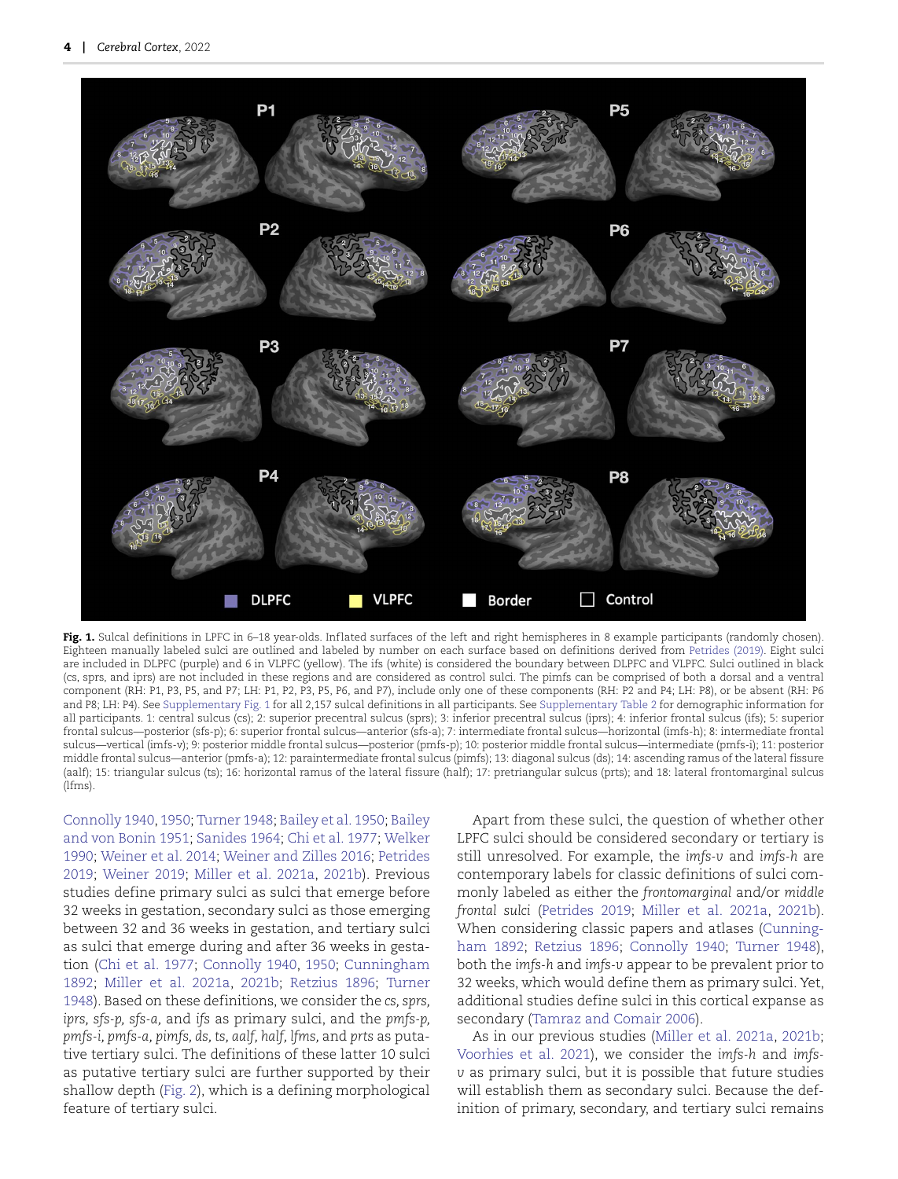**Fig. 1.** Sulcal definitions in LPFC in 6–18 year-olds. Inflated surfaces of the left and right hemispheres in 8 example participants (randomly chosen). Eighteen manually labeled sulci are outlined and labeled by number on each surface based on definitions derived from Petrides (2019). Eight sulci are included in DLPFC (purple) and 6 in VLPFC (yellow). The ifs (white) is considered the boundary between DLPFC and VLPFC. Sulci outlined in black (cs, sprs, and iprs) are not included in these regions and are considered as control sulci. The pimfs can be comprised of both a dorsal and a ventral component (RH: P1, P3, P5, and P7; LH: P1, P2, P3, P5, P6, and P7), include only one of these components (RH: P2 and P4; LH: P8), or be absent (RH: P6 and P8; LH: P4). See Supplementary Fig. 1 for all 2,157 sulcal definitions in all participants. See Supplementary Table 2 for demographic information for all participants. 1: central sulcus (cs); 2: superior precentral sulcus (sprs); 3: inferior precentral sulcus (iprs); 4: inferior frontal sulcus (ifs); 5: superior frontal sulcus—posterior (sfs-p); 6: superior frontal sulcus—anterior (sfs-a); 7: intermediate frontal sulcus—horizontal (imfs-h); 8: intermediate frontal sulcus—vertical (imfs-v); 9: posterior middle frontal sulcus—posterior (pmfs-p); 10: posterior middle frontal sulcus—intermediate (pmfs-i); 11: posterior middle frontal sulcus—anterior (pmfs-a); 12: paraintermediate frontal sulcus (pimfs); 13: diagonal sulcus (ds); 14: ascending ramus of the lateral fissure (aalf); 15: triangular sulcus (ts); 16: horizontal ramus of the lateral fissure (half); 17: pretriangular sulcus (prts); and 18: lateral frontomarginal sulcus (lfms).

Connolly 1940, 1950; Turner 1948; Bailey et al. 1950; Bailey and von Bonin 1951; Sanides 1964; Chi et al. 1977; Welker 1990; Weiner et al. 2014; Weiner and Zilles 2016; Petrides 2019; Weiner 2019; Miller et al. 2021a, 2021b). Previous studies define primary sulci as sulci that emerge before 32 weeks in gestation, secondary sulci as those emerging between 32 and 36 weeks in gestation, and tertiary sulci as sulci that emerge during and after 36 weeks in gestation (Chi et al. 1977; Connolly 1940, 1950; Cunningham 1892; Miller et al. 2021a, 2021b; Retzius 1896; Turner 1948). Based on these definitions, we consider the *cs, sprs, iprs, sfs-p, sfs-a,* and *ifs* as primary sulci, and the *pmfs-p, pmfs-i, pmfs-a, pimfs, ds, ts, aalf, half, lfms,* and *prts* as putative tertiary sulci. The definitions of these latter 10 sulci as putative tertiary sulci are further supported by their shallow depth (Fig. 2), which is a defining morphological feature of tertiary sulci.

Apart from these sulci, the question of whether other LPFC sulci should be considered secondary or tertiary is still unresolved. For example, the *imfs-v* and *imfs-h* are contemporary labels for classic definitions of sulci commonly labeled as either the *frontomarginal* and/or *middle frontal sulci* (Petrides 2019; Miller et al. 2021a, 2021b). When considering classic papers and atlases (Cunningham 1892; Retzius 1896; Connolly 1940; Turner 1948), both the *imfs-h* and *imfs-v* appear to be prevalent prior to 32 weeks, which would define them as primary sulci. Yet, additional studies define sulci in this cortical expanse as secondary (Tamraz and Comair 2006).

As in our previous studies (Miller et al. 2021a, 2021b; Voorhies et al. 2021), we consider the *imfs-h* and *imfs-v* as primary sulci, but it is possible that future studies will establish them as secondary sulci. Because the definition of primary, secondary, and tertiary sulci remains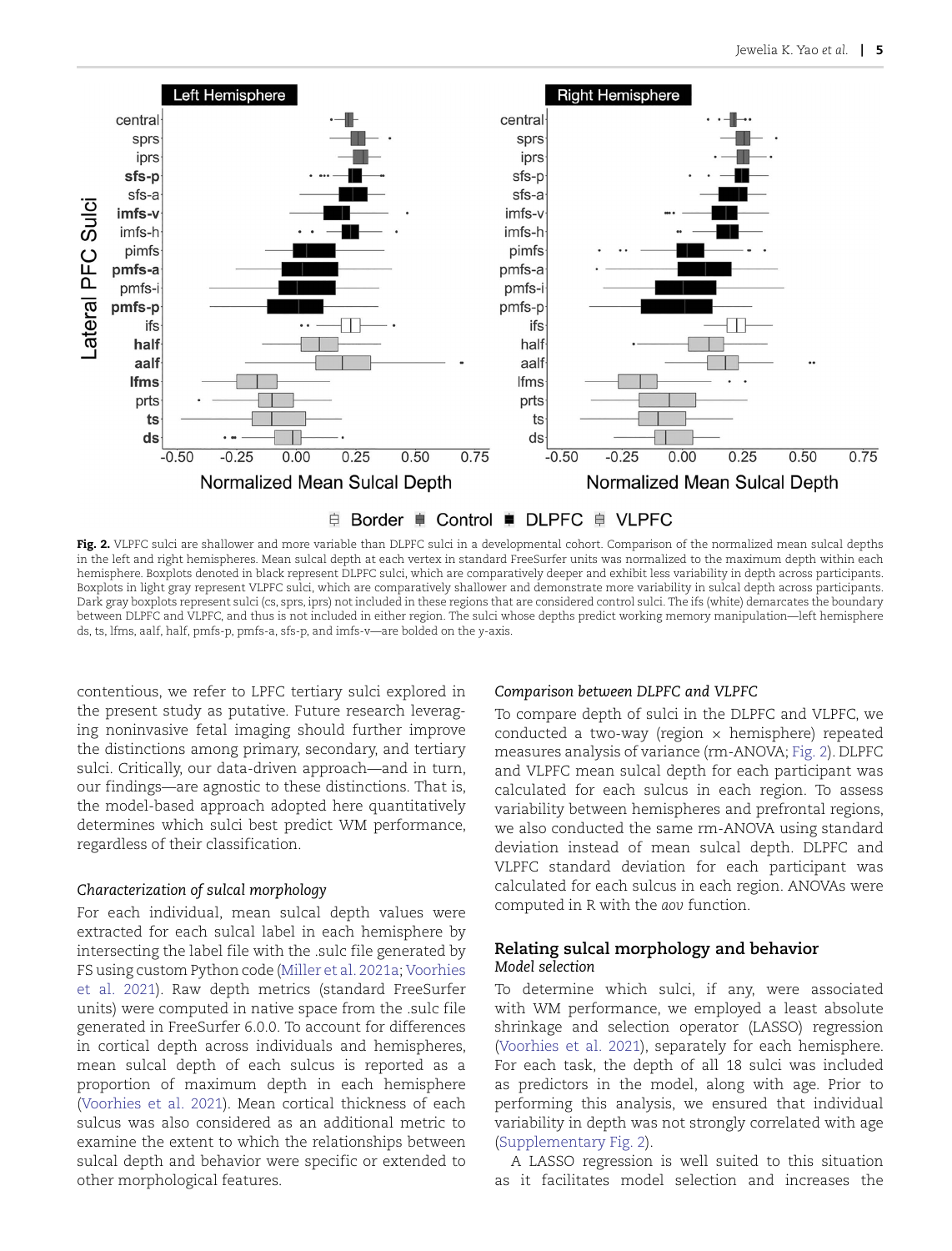Fig. 2. VLPFC sulci are shallower and more variable than DLPFC sulci in a developmental cohort. Comparison of the normalized mean sulcal depths in the left and right hemispheres. Mean sulcal depth at each vertex in standard FreeSurfer units was normalized to the maximum depth within each hemisphere. Boxplots denoted in black represent DLPFC sulci, which are comparatively deeper and exhibit less variability in depth across participants. Boxplots in light gray represent VLPFC sulci, which are comparatively shallower and demonstrate more variability in sulcal depth across participants. Dark gray boxplots represent sulci (cs, sprs, iprs) not included in these regions that are considered control sulci. The ifs (white) demarcates the boundary between DLPFC and VLPFC, and thus is not included in either region. The sulci whose depths predict working memory manipulation—left hemisphere ds, ts, lfms, aalf, half, pmfs-p, pmfs-a, sfs-p, and imfs-v—are bolded on the y-axis.

contentious, we refer to LPFC tertiary sulci explored in the present study as putative. Future research leveraging noninvasive fetal imaging should further improve the distinctions among primary, secondary, and tertiary sulci. Critically, our data-driven approach—and in turn, our findings—are agnostic to these distinctions. That is, the model-based approach adopted here quantitatively determines which sulci best predict WM performance, regardless of their classification.

### *Characterization of sulcal morphology*

For each individual, mean sulcal depth values were extracted for each sulcal label in each hemisphere by intersecting the label file with the .sulc file generated by FS using custom Python code (Miller et al. 2021a; Voorhies et al. 2021). Raw depth metrics (standard FreeSurfer units) were computed in native space from the .sulc file generated in FreeSurfer 6.0.0. To account for differences in cortical depth across individuals and hemispheres, mean sulcal depth of each sulcus is reported as a proportion of maximum depth in each hemisphere (Voorhies et al. 2021). Mean cortical thickness of each sulcus was also considered as an additional metric to examine the extent to which the relationships between sulcal depth and behavior were specific or extended to other morphological features.

### *Comparison between DLPFC and VLPFC*

To compare depth of sulci in the DLPFC and VLPFC, we conducted a two-way (region × hemisphere) repeated measures analysis of variance (rm-ANOVA; Fig. 2). DLPFC and VLPFC mean sulcal depth for each participant was calculated for each sulcus in each region. To assess variability between hemispheres and prefrontal regions, we also conducted the same rm-ANOVA using standard deviation instead of mean sulcal depth. DLPFC and VLPFC standard deviation for each participant was calculated for each sulcus in each region. ANOVAs were computed in R with the *aov* function.

## Relating sulcal morphology and behavior

### *Model selection*

To determine which sulci, if any, were associated with WM performance, we employed a least absolute shrinkage and selection operator (LASSO) regression (Voorhies et al. 2021), separately for each hemisphere. For each task, the depth of all 18 sulci was included as predictors in the model, along with age. Prior to performing this analysis, we ensured that individual variability in depth was not strongly correlated with age (Supplementary Fig. 2).

A LASSO regression is well suited to this situation as it facilitates model selection and increases the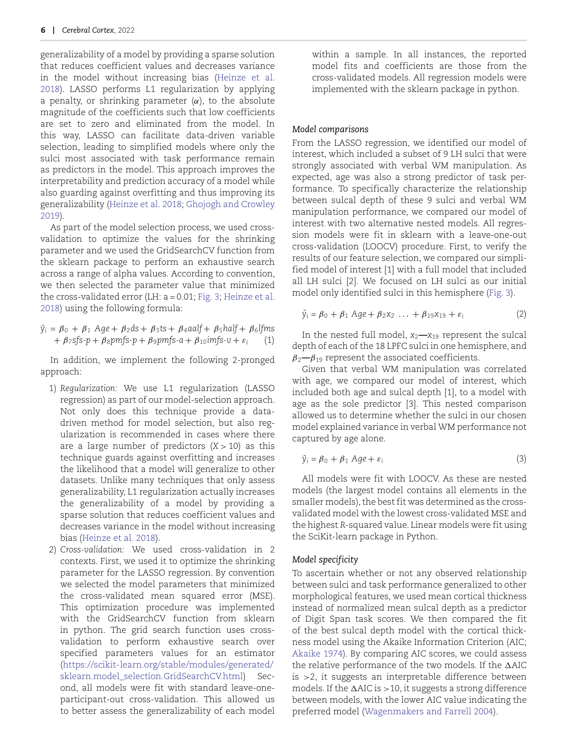generalizability of a model by providing a sparse solution that reduces coefficient values and decreases variance in the model without increasing bias (Heinze et al. 2018). LASSO performs L1 regularization by applying a penalty, or shrinking parameter ($\alpha$), to the absolute magnitude of the coefficients such that low coefficients are set to zero and eliminated from the model. In this way, LASSO can facilitate data-driven variable selection, leading to simplified models where only the sulci most associated with task performance remain as predictors in the model. This approach improves the interpretability and prediction accuracy of a model while also guarding against overfitting and thus improving its generalizability (Heinze et al. 2018; Ghojogh and Crowley 2019).

As part of the model selection process, we used cross-validation to optimize the values for the shrinking parameter and we used the GridSearchCV function from the sklearn package to perform an exhaustive search across a range of alpha values. According to convention, we then selected the parameter value that minimized the cross-validated error (LH: a = 0.01; Fig. 3; Heinze et al. 2018) using the following formula:

$$\hat{y}_i = \beta_0 + \beta_1\ Age + \beta_2 ds + \beta_3 ts + \beta_4 aalf + \beta_5 half + \beta_6 lfms + \beta_7 sfs\text{-}p + \beta_8 pmfs\text{-}p + \beta_9 pmfs\text{-}a + \beta_{10} imfs\text{-}v + \varepsilon_i \quad (1)$$

In addition, we implement the following 2-pronged approach:

1) *Regularization:* We use L1 regularization (LASSO regression) as part of our model-selection approach. Not only does this technique provide a data-driven method for model selection, but also regularization is recommended in cases where there are a large number of predictors ($X > 10$) as this technique guards against overfitting and increases the likelihood that a model will generalize to other datasets. Unlike many techniques that only assess generalizability, L1 regularization actually increases the generalizability of a model by providing a sparse solution that reduces coefficient values and decreases variance in the model without increasing bias (Heinze et al. 2018).
2) *Cross-validation:* We used cross-validation in 2 contexts. First, we used it to optimize the shrinking parameter for the LASSO regression. By convention we selected the model parameters that minimized the cross-validated mean squared error (MSE). This optimization procedure was implemented with the GridSearchCV function from sklearn in python. The grid search function uses cross-validation to perform exhaustive search over specified parameters values for an estimator (https://scikit-learn.org/stable/modules/generated/sklearn.model_selection.GridSearchCV.html) Second, all models were fit with standard leave-one-participant-out cross-validation. This allowed us to better assess the generalizability of each model within a sample. In all instances, the reported model fits and coefficients are those from the cross-validated models. All regression models were implemented with the sklearn package in python.

### Model comparisons

From the LASSO regression, we identified our model of interest, which included a subset of 9 LH sulci that were strongly associated with verbal WM manipulation. As expected, age was also a strong predictor of task performance. To specifically characterize the relationship between sulcal depth of these 9 sulci and verbal WM manipulation performance, we compared our model of interest with two alternative nested models. All regression models were fit in sklearn with a leave-one-out cross-validation (LOOCV) procedure. First, to verify the results of our feature selection, we compared our simplified model of interest [1] with a full model that included all LH sulci [2]. We focused on LH sulci as our initial model only identified sulci in this hemisphere (Fig. 3).

$$\hat{y}_i = \beta_0 + \beta_1\ Age + \beta_2 x_2\ \ldots + \beta_{19} x_{19} + \varepsilon_i \quad (2)$$

In the nested full model, $x_2$—$x_{19}$ represent the sulcal depth of each of the 18 LPFC sulci in one hemisphere, and $\beta_2$—$\beta_{19}$ represent the associated coefficients.

Given that verbal WM manipulation was correlated with age, we compared our model of interest, which included both age and sulcal depth [1], to a model with age as the sole predictor [3]. This nested comparison allowed us to determine whether the sulci in our chosen model explained variance in verbal WM performance not captured by age alone.

$$\hat{y}_i = \beta_0 + \beta_1\ Age + \varepsilon_i \quad (3)$$

All models were fit with LOOCV. As these are nested models (the largest model contains all elements in the smaller models), the best fit was determined as the cross-validated model with the lowest cross-validated MSE and the highest $R$-squared value. Linear models were fit using the SciKit-learn package in Python.

### Model specificity

To ascertain whether or not any observed relationship between sulci and task performance generalized to other morphological features, we used mean cortical thickness instead of normalized mean sulcal depth as a predictor of Digit Span task scores. We then compared the fit of the best sulcal depth model with the cortical thickness model using the Akaike Information Criterion (AIC; Akaike 1974). By comparing AIC scores, we could assess the relative performance of the two models. If the $\Delta$AIC is >2, it suggests an interpretable difference between models. If the $\Delta$AIC is >10, it suggests a strong difference between models, with the lower AIC value indicating the preferred model (Wagenmakers and Farrell 2004).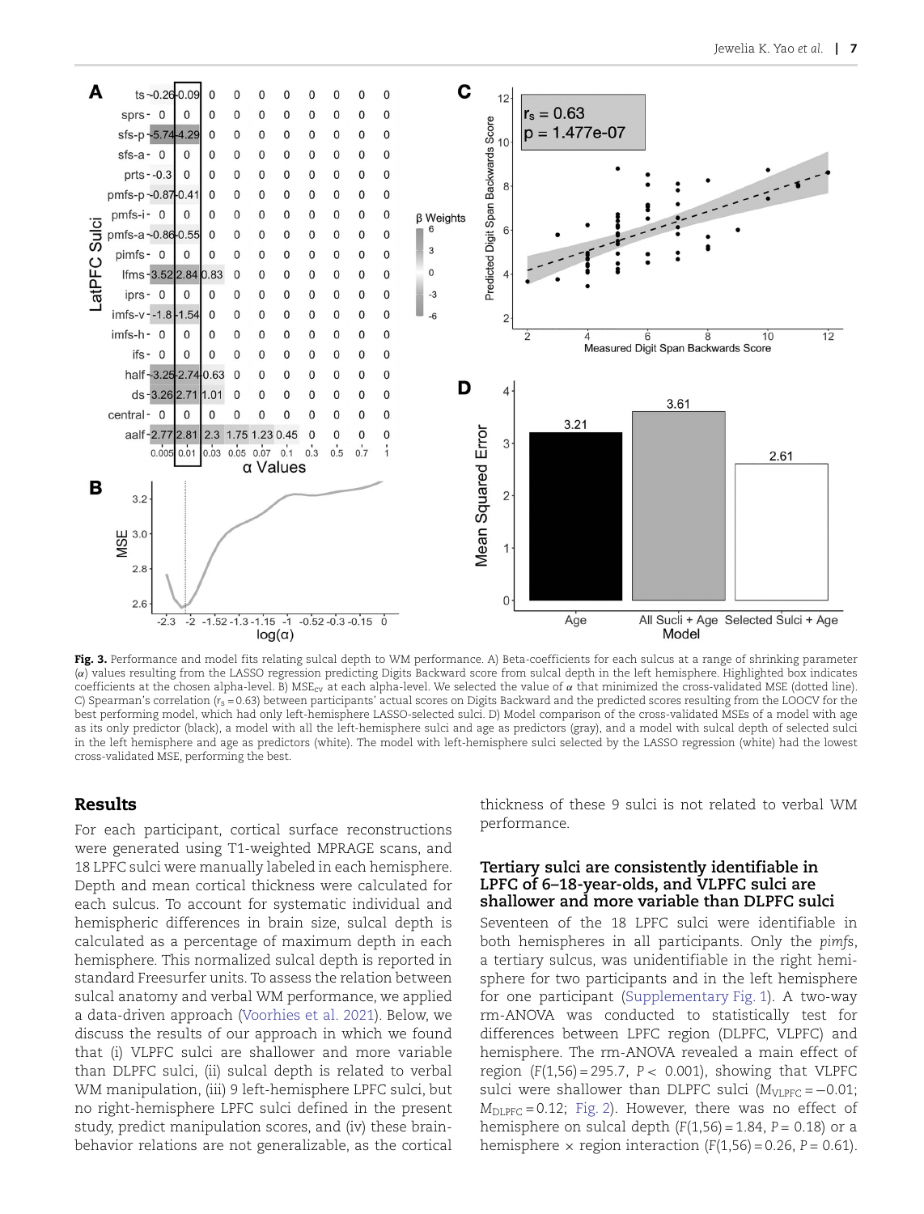**Fig. 3.** Performance and model fits relating sulcal depth to WM performance. A) Beta-coefficients for each sulcus at a range of shrinking parameter ($\alpha$) values resulting from the LASSO regression predicting Digits Backward score from sulcal depth in the left hemisphere. Highlighted box indicates coefficients at the chosen alpha-level. B) $MSE_{cv}$ at each alpha-level. We selected the value of $\alpha$ that minimized the cross-validated MSE (dotted line). C) Spearman's correlation ($r_s = 0.63$) between participants' actual scores on Digits Backward and the predicted scores resulting from the LOOCV for the best performing model, which had only left-hemisphere LASSO-selected sulci. D) Model comparison of the cross-validated MSEs of a model with age as its only predictor (black), a model with all the left-hemisphere sulci and age as predictors (gray), and a model with sulcal depth of selected sulci in the left hemisphere and age as predictors (white). The model with left-hemisphere sulci selected by the LASSO regression (white) had the lowest cross-validated MSE, performing the best.

## Results

For each participant, cortical surface reconstructions were generated using T1-weighted MPRAGE scans, and 18 LPFC sulci were manually labeled in each hemisphere. Depth and mean cortical thickness were calculated for each sulcus. To account for systematic individual and hemispheric differences in brain size, sulcal depth is calculated as a percentage of maximum depth in each hemisphere. This normalized sulcal depth is reported in standard Freesurfer units. To assess the relation between sulcal anatomy and verbal WM performance, we applied a data-driven approach (Voorhies et al. 2021). Below, we discuss the results of our approach in which we found that (i) VLPFC sulci are shallower and more variable than DLPFC sulci, (ii) sulcal depth is related to verbal WM manipulation, (iii) 9 left-hemisphere LPFC sulci, but no right-hemisphere LPFC sulci defined in the present study, predict manipulation scores, and (iv) these brain-behavior relations are not generalizable, as the cortical thickness of these 9 sulci is not related to verbal WM performance.

### Tertiary sulci are consistently identifiable in LPFC of 6–18-year-olds, and VLPFC sulci are shallower and more variable than DLPFC sulci

Seventeen of the 18 LPFC sulci were identifiable in both hemispheres in all participants. Only the *pimfs*, a tertiary sulcus, was unidentifiable in the right hemisphere for two participants and in the left hemisphere for one participant (Supplementary Fig. 1). A two-way rm-ANOVA was conducted to statistically test for differences between LPFC region (DLPFC, VLPFC) and hemisphere. The rm-ANOVA revealed a main effect of region ($F(1,56) = 295.7$, $P < 0.001$), showing that VLPFC sulci were shallower than DLPFC sulci ($M_{VLPFC} = -0.01$; $M_{DLPFC} = 0.12$; Fig. 2). However, there was no effect of hemisphere on sulcal depth ($F(1,56) = 1.84$, $P = 0.18$) or a hemisphere × region interaction ($F(1,56) = 0.26$, $P = 0.61$).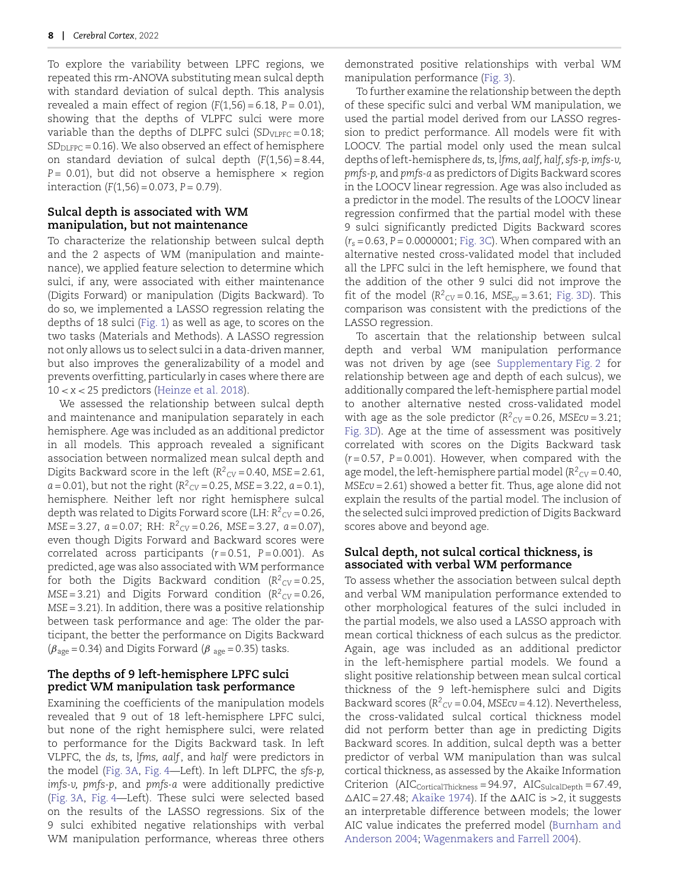To explore the variability between LPFC regions, we repeated this rm-ANOVA substituting mean sulcal depth with standard deviation of sulcal depth. This analysis revealed a main effect of region ($F(1,56) = 6.18$, $P = 0.01$), showing that the depths of VLPFC sulci were more variable than the depths of DLPFC sulci ($SD_{VLPFC} = 0.18$; $SD_{DLPFC} = 0.16$). We also observed an effect of hemisphere on standard deviation of sulcal depth ($F(1,56) = 8.44$, $P = 0.01$), but did not observe a hemisphere × region interaction ($F(1,56) = 0.073$, $P = 0.79$).

### Sulcal depth is associated with WM manipulation, but not maintenance

To characterize the relationship between sulcal depth and the 2 aspects of WM (manipulation and maintenance), we applied feature selection to determine which sulci, if any, were associated with either maintenance (Digits Forward) or manipulation (Digits Backward). To do so, we implemented a LASSO regression relating the depths of 18 sulci (Fig. 1) as well as age, to scores on the two tasks (Materials and Methods). A LASSO regression not only allows us to select sulci in a data-driven manner, but also improves the generalizability of a model and prevents overfitting, particularly in cases where there are $10 < x < 25$ predictors (Heinze et al. 2018).

We assessed the relationship between sulcal depth and maintenance and manipulation separately in each hemisphere. Age was included as an additional predictor in all models. This approach revealed a significant association between normalized mean sulcal depth and Digits Backward score in the left ($R^2_{CV} = 0.40$, $MSE = 2.61$, $a = 0.01$), but not the right ($R^2_{CV} = 0.25$, $MSE = 3.22$, $a = 0.1$), hemisphere. Neither left nor right hemisphere sulcal depth was related to Digits Forward score (LH: $R^2_{CV} = 0.26$, $MSE = 3.27$, $a = 0.07$; RH: $R^2_{CV} = 0.26$, $MSE = 3.27$, $a = 0.07$), even though Digits Forward and Backward scores were correlated across participants ($r = 0.51$, $P = 0.001$). As predicted, age was also associated with WM performance for both the Digits Backward condition ($R^2_{CV} = 0.25$, $MSE = 3.21$) and Digits Forward condition ($R^2_{CV} = 0.26$, $MSE = 3.21$). In addition, there was a positive relationship between task performance and age: The older the participant, the better the performance on Digits Backward ($\beta_{age} = 0.34$) and Digits Forward ($\beta_{age} = 0.35$) tasks.

### The depths of 9 left-hemisphere LPFC sulci predict WM manipulation task performance

Examining the coefficients of the manipulation models revealed that 9 out of 18 left-hemisphere LPFC sulci, but none of the right hemisphere sulci, were related to performance for the Digits Backward task. In left VLPFC, the *ds, ts, lfms, aalf*, and *half* were predictors in the model (Fig. 3A, Fig. 4—Left). In left DLPFC, the *sfs-p, imfs-v, pmfs-p*, and *pmfs-a* were additionally predictive (Fig. 3A, Fig. 4—Left). These sulci were selected based on the results of the LASSO regressions. Six of the 9 sulci exhibited negative relationships with verbal WM manipulation performance, whereas three others demonstrated positive relationships with verbal WM manipulation performance (Fig. 3).

To further examine the relationship between the depth of these specific sulci and verbal WM manipulation, we used the partial model derived from our LASSO regression to predict performance. All models were fit with LOOCV. The partial model only used the mean sulcal depths of left-hemisphere *ds, ts, lfms, aalf, half, sfs-p, imfs-v, pmfs-p*, and *pmfs-a* as predictors of Digits Backward scores in the LOOCV linear regression. Age was also included as a predictor in the model. The results of the LOOCV linear regression confirmed that the partial model with these 9 sulci significantly predicted Digits Backward scores ($r_s = 0.63$, $P = 0.0000001$; Fig. 3C). When compared with an alternative nested cross-validated model that included all the LPFC sulci in the left hemisphere, we found that the addition of the other 9 sulci did not improve the fit of the model ($R^2_{CV} = 0.16$, $MSE_{cv} = 3.61$; Fig. 3D). This comparison was consistent with the predictions of the LASSO regression.

To ascertain that the relationship between sulcal depth and verbal WM manipulation performance was not driven by age (see Supplementary Fig. 2 for relationship between age and depth of each sulcus), we additionally compared the left-hemisphere partial model to another alternative nested cross-validated model with age as the sole predictor ($R^2_{CV} = 0.26$, $MSEcv = 3.21$; Fig. 3D). Age at the time of assessment was positively correlated with scores on the Digits Backward task ($r = 0.57$, $P = 0.001$). However, when compared with the age model, the left-hemisphere partial model ($R^2_{CV} = 0.40$, $MSEcv = 2.61$) showed a better fit. Thus, age alone did not explain the results of the partial model. The inclusion of the selected sulci improved prediction of Digits Backward scores above and beyond age.

### Sulcal depth, not sulcal cortical thickness, is associated with verbal WM performance

To assess whether the association between sulcal depth and verbal WM manipulation performance extended to other morphological features of the sulci included in the partial models, we also used a LASSO approach with mean cortical thickness of each sulcus as the predictor. Again, age was included as an additional predictor in the left-hemisphere partial models. We found a slight positive relationship between mean sulcal cortical thickness of the 9 left-hemisphere sulci and Digits Backward scores ($R^2_{CV} = 0.04$, $MSEcv = 4.12$). Nevertheless, the cross-validated sulcal cortical thickness model did not perform better than age in predicting Digits Backward scores. In addition, sulcal depth was a better predictor of verbal WM manipulation than was sulcal cortical thickness, as assessed by the Akaike Information Criterion ($AIC_{CorticalThickness} = 94.97$, $AIC_{SulcalDepth} = 67.49$, $\Delta AIC = 27.48$; Akaike 1974). If the $\Delta AIC$ is $>2$, it suggests an interpretable difference between models; the lower AIC value indicates the preferred model (Burnham and Anderson 2004; Wagenmakers and Farrell 2004).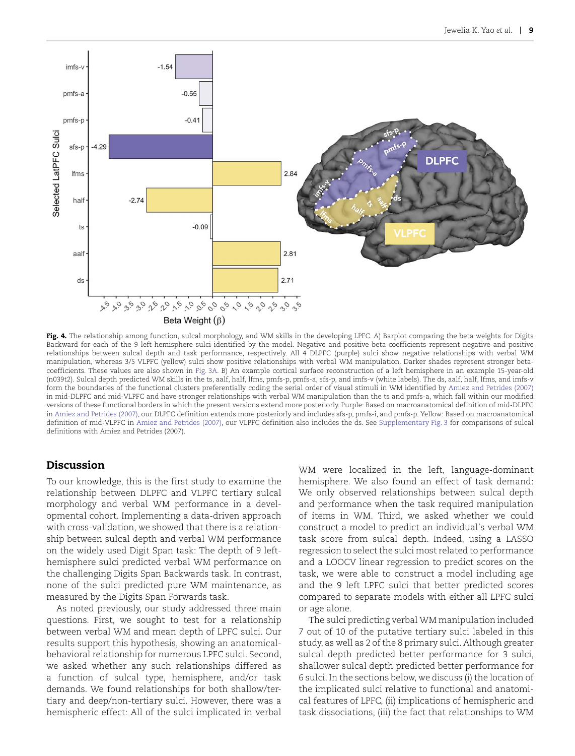**Fig. 4.** The relationship among function, sulcal morphology, and WM skills in the developing LPFC. A) Barplot comparing the beta weights for Digits Backward for each of the 9 left-hemisphere sulci identified by the model. Negative and positive beta-coefficients represent negative and positive relationships between sulcal depth and task performance, respectively. All 4 DLPFC (purple) sulci show negative relationships with verbal WM manipulation, whereas 3/5 VLPFC (yellow) sulci show positive relationships with verbal WM manipulation. Darker shades represent stronger beta-coefficients. These values are also shown in Fig. 3A. B) An example cortical surface reconstruction of a left hemisphere in an example 15-year-old (n039t2). Sulcal depth predicted WM skills in the ts, aalf, half, lfms, pmfs-p, pmfs-a, sfs-p, and imfs-v (white labels). The ds, aalf, half, lfms, and imfs-v form the boundaries of the functional clusters preferentially coding the serial order of visual stimuli in WM identified by Amiez and Petrides (2007) in mid-DLPFC and mid-VLPFC and have stronger relationships with verbal WM manipulation than the ts and pmfs-a, which fall within our modified versions of these functional borders in which the present versions extend more posteriorly. Purple: Based on macroanatomical definition of mid-DLPFC in Amiez and Petrides (2007), our DLPFC definition extends more posteriorly and includes sfs-p, pmfs-i, and pmfs-p. Yellow: Based on macroanatomical definition of mid-VLPFC in Amiez and Petrides (2007), our VLPFC definition also includes the ds. See Supplementary Fig. 3 for comparisons of sulcal definitions with Amiez and Petrides (2007).

## Discussion

To our knowledge, this is the first study to examine the relationship between DLPFC and VLPFC tertiary sulcal morphology and verbal WM performance in a developmental cohort. Implementing a data-driven approach with cross-validation, we showed that there is a relationship between sulcal depth and verbal WM performance on the widely used Digit Span task: The depth of 9 left-hemisphere sulci predicted verbal WM performance on the challenging Digits Span Backwards task. In contrast, none of the sulci predicted pure WM maintenance, as measured by the Digits Span Forwards task.

As noted previously, our study addressed three main questions. First, we sought to test for a relationship between verbal WM and mean depth of LPFC sulci. Our results support this hypothesis, showing an anatomical-behavioral relationship for numerous LPFC sulci. Second, we asked whether any such relationships differed as a function of sulcal type, hemisphere, and/or task demands. We found relationships for both shallow/tertiary and deep/non-tertiary sulci. However, there was a hemispheric effect: All of the sulci implicated in verbal WM were localized in the left, language-dominant hemisphere. We also found an effect of task demand: We only observed relationships between sulcal depth and performance when the task required manipulation of items in WM. Third, we asked whether we could construct a model to predict an individual's verbal WM task score from sulcal depth. Indeed, using a LASSO regression to select the sulci most related to performance and a LOOCV linear regression to predict scores on the task, we were able to construct a model including age and the 9 left LPFC sulci that better predicted scores compared to separate models with either all LPFC sulci or age alone.

The sulci predicting verbal WM manipulation included 7 out of 10 of the putative tertiary sulci labeled in this study, as well as 2 of the 8 primary sulci. Although greater sulcal depth predicted better performance for 3 sulci, shallower sulcal depth predicted better performance for 6 sulci. In the sections below, we discuss (i) the location of the implicated sulci relative to functional and anatomical features of LPFC, (ii) implications of hemispheric and task dissociations, (iii) the fact that relationships to WM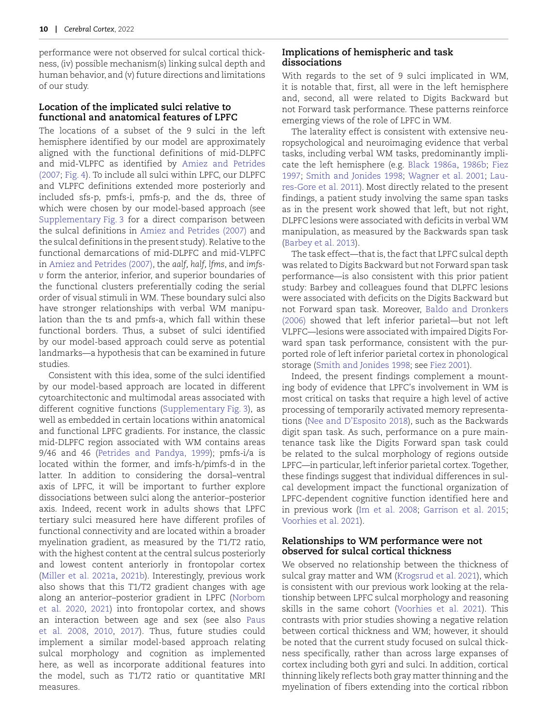performance were not observed for sulcal cortical thickness, (iv) possible mechanism(s) linking sulcal depth and human behavior, and (v) future directions and limitations of our study.

### Location of the implicated sulci relative to functional and anatomical features of LPFC

The locations of a subset of the 9 sulci in the left hemisphere identified by our model are approximately aligned with the functional definitions of mid-DLPFC and mid-VLPFC as identified by Amiez and Petrides (2007; Fig. 4). To include all sulci within LPFC, our DLPFC and VLPFC definitions extended more posteriorly and included sfs-p, pmfs-i, pmfs-p, and the ds, three of which were chosen by our model-based approach (see Supplementary Fig. 3 for a direct comparison between the sulcal definitions in Amiez and Petrides (2007) and the sulcal definitions in the present study). Relative to the functional demarcations of mid-DLPFC and mid-VLPFC in Amiez and Petrides (2007), the *aalf, half, lfms*, and *imfs-v* form the anterior, inferior, and superior boundaries of the functional clusters preferentially coding the serial order of visual stimuli in WM. These boundary sulci also have stronger relationships with verbal WM manipulation than the ts and pmfs-a, which fall within these functional borders. Thus, a subset of sulci identified by our model-based approach could serve as potential landmarks—a hypothesis that can be examined in future studies.

Consistent with this idea, some of the sulci identified by our model-based approach are located in different cytoarchitectonic and multimodal areas associated with different cognitive functions (Supplementary Fig. 3), as well as embedded in certain locations within anatomical and functional LPFC gradients. For instance, the classic mid-DLPFC region associated with WM contains areas 9/46 and 46 (Petrides and Pandya, 1999); pmfs-i/a is located within the former, and imfs-h/pimfs-d in the latter. In addition to considering the dorsal–ventral axis of LPFC, it will be important to further explore dissociations between sulci along the anterior–posterior axis. Indeed, recent work in adults shows that LPFC tertiary sulci measured here have different profiles of functional connectivity and are located within a broader myelination gradient, as measured by the *T1/T2* ratio, with the highest content at the central sulcus posteriorly and lowest content anteriorly in frontopolar cortex (Miller et al. 2021a, 2021b). Interestingly, previous work also shows that this *T1/T2* gradient changes with age along an anterior–posterior gradient in LPFC (Norbom et al. 2020, 2021) into frontopolar cortex, and shows an interaction between age and sex (see also Paus et al. 2008, 2010, 2017). Thus, future studies could implement a similar model-based approach relating sulcal morphology and cognition as implemented here, as well as incorporate additional features into the model, such as *T1/T2* ratio or quantitative MRI measures.

### Implications of hemispheric and task dissociations

With regards to the set of 9 sulci implicated in WM, it is notable that, first, all were in the left hemisphere and, second, all were related to Digits Backward but not Forward task performance. These patterns reinforce emerging views of the role of LPFC in WM.

The laterality effect is consistent with extensive neuropsychological and neuroimaging evidence that verbal tasks, including verbal WM tasks, predominantly implicate the left hemisphere (e.g. Black 1986a, 1986b; Fiez 1997; Smith and Jonides 1998; Wagner et al. 2001; Laures-Gore et al. 2011). Most directly related to the present findings, a patient study involving the same span tasks as in the present work showed that left, but not right, DLPFC lesions were associated with deficits in verbal WM manipulation, as measured by the Backwards span task (Barbey et al. 2013).

The task effect—that is, the fact that LPFC sulcal depth was related to Digits Backward but not Forward span task performance—is also consistent with this prior patient study: Barbey and colleagues found that DLPFC lesions were associated with deficits on the Digits Backward but not Forward span task. Moreover, Baldo and Dronkers (2006) showed that left inferior parietal—but not left VLPFC—lesions were associated with impaired Digits Forward span task performance, consistent with the purported role of left inferior parietal cortex in phonological storage (Smith and Jonides 1998; see Fiez 2001).

Indeed, the present findings complement a mounting body of evidence that LPFC's involvement in WM is most critical on tasks that require a high level of active processing of temporarily activated memory representations (Nee and D'Esposito 2018), such as the Backwards digit span task. As such, performance on a pure maintenance task like the Digits Forward span task could be related to the sulcal morphology of regions outside LPFC—in particular, left inferior parietal cortex. Together, these findings suggest that individual differences in sulcal development impact the functional organization of LPFC-dependent cognitive function identified here and in previous work (Im et al. 2008; Garrison et al. 2015; Voorhies et al. 2021).

### Relationships to WM performance were not observed for sulcal cortical thickness

We observed no relationship between the thickness of sulcal gray matter and WM (Krogsrud et al. 2021), which is consistent with our previous work looking at the relationship between LPFC sulcal morphology and reasoning skills in the same cohort (Voorhies et al. 2021). This contrasts with prior studies showing a negative relation between cortical thickness and WM; however, it should be noted that the current study focused on sulcal thickness specifically, rather than across large expanses of cortex including both gyri and sulci. In addition, cortical thinning likely reflects both gray matter thinning and the myelination of fibers extending into the cortical ribbon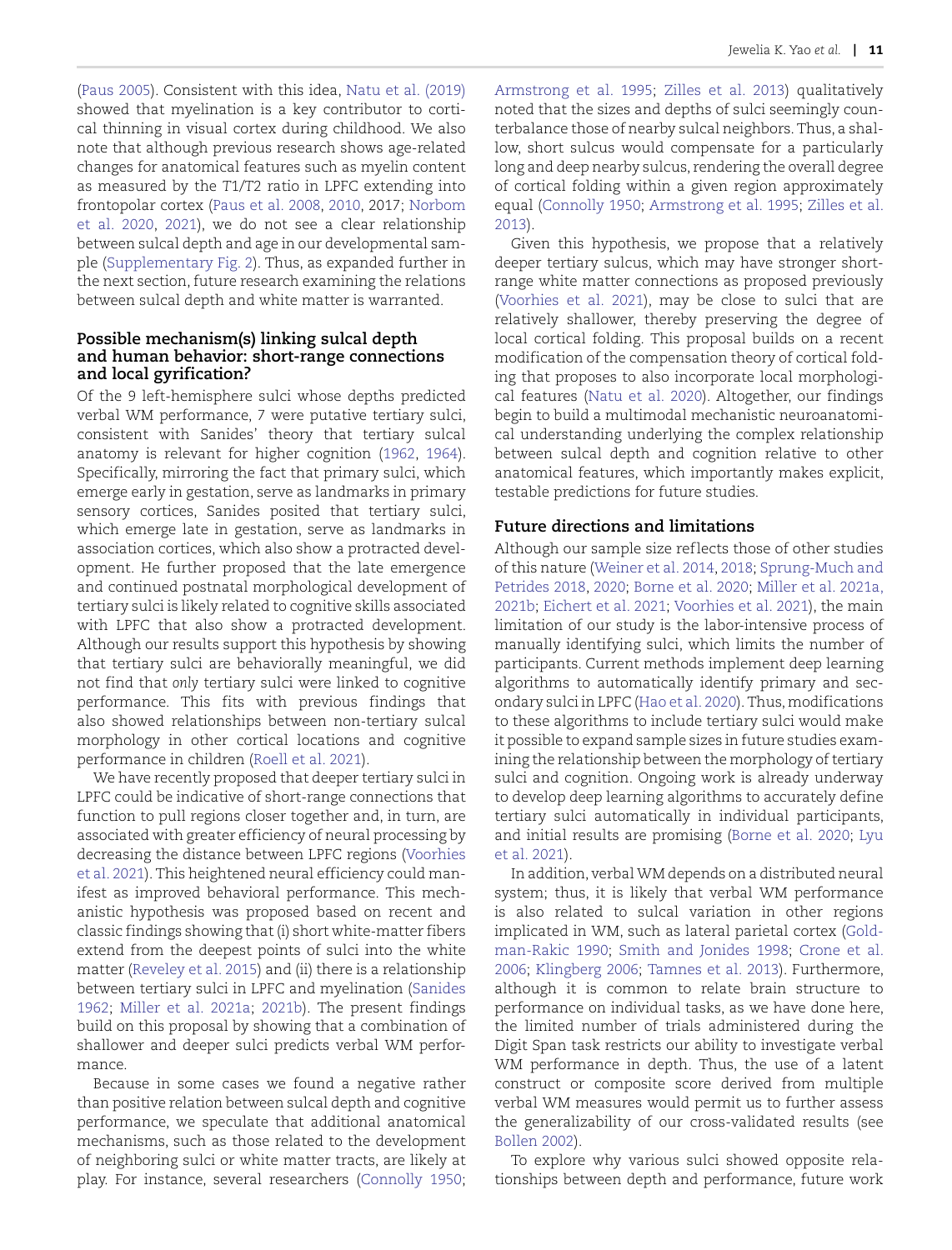(Paus 2005). Consistent with this idea, Natu et al. (2019) showed that myelination is a key contributor to cortical thinning in visual cortex during childhood. We also note that although previous research shows age-related changes for anatomical features such as myelin content as measured by the T1/T2 ratio in LPFC extending into frontopolar cortex (Paus et al. 2008, 2010, 2017; Norbom et al. 2020, 2021), we do not see a clear relationship between sulcal depth and age in our developmental sample (Supplementary Fig. 2). Thus, as expanded further in the next section, future research examining the relations between sulcal depth and white matter is warranted.

### Possible mechanism(s) linking sulcal depth and human behavior: short-range connections and local gyrification?

Of the 9 left-hemisphere sulci whose depths predicted verbal WM performance, 7 were putative tertiary sulci, consistent with Sanides' theory that tertiary sulcal anatomy is relevant for higher cognition (1962, 1964). Specifically, mirroring the fact that primary sulci, which emerge early in gestation, serve as landmarks in primary sensory cortices, Sanides posited that tertiary sulci, which emerge late in gestation, serve as landmarks in association cortices, which also show a protracted development. He further proposed that the late emergence and continued postnatal morphological development of tertiary sulci is likely related to cognitive skills associated with LPFC that also show a protracted development. Although our results support this hypothesis by showing that tertiary sulci are behaviorally meaningful, we did not find that *only* tertiary sulci were linked to cognitive performance. This fits with previous findings that also showed relationships between non-tertiary sulcal morphology in other cortical locations and cognitive performance in children (Roell et al. 2021).

We have recently proposed that deeper tertiary sulci in LPFC could be indicative of short-range connections that function to pull regions closer together and, in turn, are associated with greater efficiency of neural processing by decreasing the distance between LPFC regions (Voorhies et al. 2021). This heightened neural efficiency could manifest as improved behavioral performance. This mechanistic hypothesis was proposed based on recent and classic findings showing that (i) short white-matter fibers extend from the deepest points of sulci into the white matter (Reveley et al. 2015) and (ii) there is a relationship between tertiary sulci in LPFC and myelination (Sanides 1962; Miller et al. 2021a; 2021b). The present findings build on this proposal by showing that a combination of shallower and deeper sulci predicts verbal WM performance.

Because in some cases we found a negative rather than positive relation between sulcal depth and cognitive performance, we speculate that additional anatomical mechanisms, such as those related to the development of neighboring sulci or white matter tracts, are likely at play. For instance, several researchers (Connolly 1950; Armstrong et al. 1995; Zilles et al. 2013) qualitatively noted that the sizes and depths of sulci seemingly counterbalance those of nearby sulcal neighbors. Thus, a shallow, short sulcus would compensate for a particularly long and deep nearby sulcus, rendering the overall degree of cortical folding within a given region approximately equal (Connolly 1950; Armstrong et al. 1995; Zilles et al. 2013).

Given this hypothesis, we propose that a relatively deeper tertiary sulcus, which may have stronger short-range white matter connections as proposed previously (Voorhies et al. 2021), may be close to sulci that are relatively shallower, thereby preserving the degree of local cortical folding. This proposal builds on a recent modification of the compensation theory of cortical folding that proposes to also incorporate local morphological features (Natu et al. 2020). Altogether, our findings begin to build a multimodal mechanistic neuroanatomical understanding underlying the complex relationship between sulcal depth and cognition relative to other anatomical features, which importantly makes explicit, testable predictions for future studies.

### Future directions and limitations

Although our sample size reflects those of other studies of this nature (Weiner et al. 2014, 2018; Sprung-Much and Petrides 2018, 2020; Borne et al. 2020; Miller et al. 2021a, 2021b; Eichert et al. 2021; Voorhies et al. 2021), the main limitation of our study is the labor-intensive process of manually identifying sulci, which limits the number of participants. Current methods implement deep learning algorithms to automatically identify primary and secondary sulci in LPFC (Hao et al. 2020). Thus, modifications to these algorithms to include tertiary sulci would make it possible to expand sample sizes in future studies examining the relationship between the morphology of tertiary sulci and cognition. Ongoing work is already underway to develop deep learning algorithms to accurately define tertiary sulci automatically in individual participants, and initial results are promising (Borne et al. 2020; Lyu et al. 2021).

In addition, verbal WM depends on a distributed neural system; thus, it is likely that verbal WM performance is also related to sulcal variation in other regions implicated in WM, such as lateral parietal cortex (Goldman-Rakic 1990; Smith and Jonides 1998; Crone et al. 2006; Klingberg 2006; Tamnes et al. 2013). Furthermore, although it is common to relate brain structure to performance on individual tasks, as we have done here, the limited number of trials administered during the Digit Span task restricts our ability to investigate verbal WM performance in depth. Thus, the use of a latent construct or composite score derived from multiple verbal WM measures would permit us to further assess the generalizability of our cross-validated results (see Bollen 2002).

To explore why various sulci showed opposite relationships between depth and performance, future work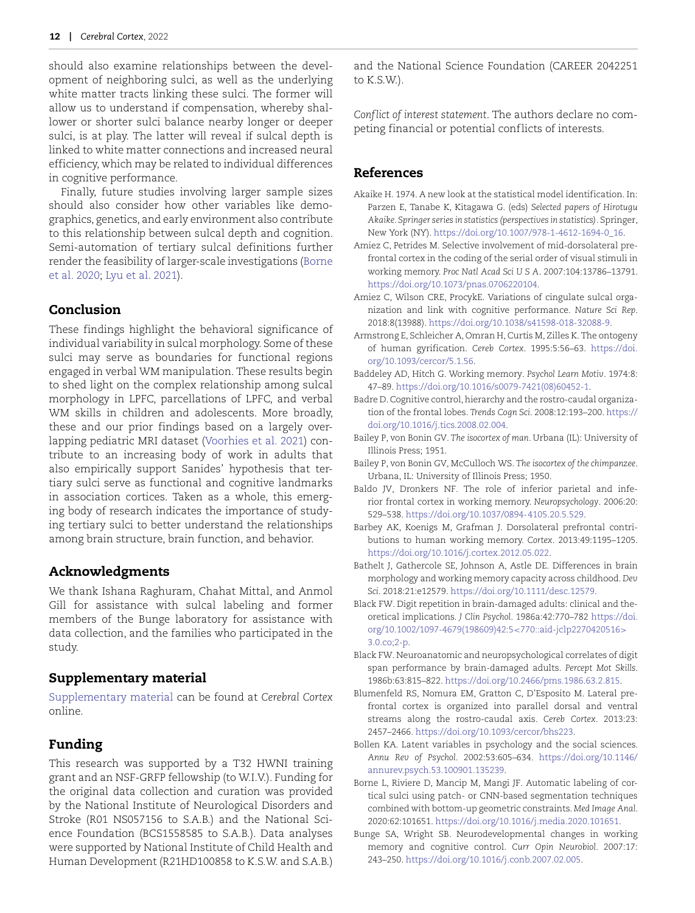should also examine relationships between the development of neighboring sulci, as well as the underlying white matter tracts linking these sulci. The former will allow us to understand if compensation, whereby shallower or shorter sulci balance nearby longer or deeper sulci, is at play. The latter will reveal if sulcal depth is linked to white matter connections and increased neural efficiency, which may be related to individual differences in cognitive performance.

Finally, future studies involving larger sample sizes should also consider how other variables like demographics, genetics, and early environment also contribute to this relationship between sulcal depth and cognition. Semi-automation of tertiary sulcal definitions further render the feasibility of larger-scale investigations (Borne et al. 2020; Lyu et al. 2021).

## Conclusion

These findings highlight the behavioral significance of individual variability in sulcal morphology. Some of these sulci may serve as boundaries for functional regions engaged in verbal WM manipulation. These results begin to shed light on the complex relationship among sulcal morphology in LPFC, parcellations of LPFC, and verbal WM skills in children and adolescents. More broadly, these and our prior findings based on a largely overlapping pediatric MRI dataset (Voorhies et al. 2021) contribute to an increasing body of work in adults that also empirically support Sanides' hypothesis that tertiary sulci serve as functional and cognitive landmarks in association cortices. Taken as a whole, this emerging body of research indicates the importance of studying tertiary sulci to better understand the relationships among brain structure, brain function, and behavior.

## Acknowledgments

We thank Ishana Raghuram, Chahat Mittal, and Anmol Gill for assistance with sulcal labeling and former members of the Bunge laboratory for assistance with data collection, and the families who participated in the study.

## Supplementary material

Supplementary material can be found at *Cerebral Cortex* online.

## Funding

This research was supported by a T32 HWNI training grant and an NSF-GRFP fellowship (to W.I.V.). Funding for the original data collection and curation was provided by the National Institute of Neurological Disorders and Stroke (R01 NS057156 to S.A.B.) and the National Science Foundation (BCS1558585 to S.A.B.). Data analyses were supported by National Institute of Child Health and Human Development (R21HD100858 to K.S.W. and S.A.B.) and the National Science Foundation (CAREER 2042251 to K.S.W.).

*Conflict of interest statement*. The authors declare no competing financial or potential conflicts of interests.

## References

Akaike H. 1974. A new look at the statistical model identification. In: Parzen E, Tanabe K, Kitagawa G. (eds) *Selected papers of Hirotugu Akaike. Springer series in statistics (perspectives in statistics)*. Springer, New York (NY). https://doi.org/10.1007/978-1-4612-1694-0_16.

Amiez C, Petrides M. Selective involvement of mid-dorsolateral prefrontal cortex in the coding of the serial order of visual stimuli in working memory. *Proc Natl Acad Sci U S A*. 2007:104:13786–13791. https://doi.org/10.1073/pnas.0706220104.

Amiez C, Wilson CRE, ProcykE. Variations of cingulate sulcal organization and link with cognitive performance. *Nature Sci Rep*. 2018:8(13988). https://doi.org/10.1038/s41598-018-32088-9.

Armstrong E, Schleicher A, Omran H, Curtis M, Zilles K. The ontogeny of human gyrification. *Cereb Cortex*. 1995:5:56–63. https://doi.org/10.1093/cercor/5.1.56.

Baddeley AD, Hitch G. Working memory. *Psychol Learn Motiv*. 1974:8: 47–89. https://doi.org/10.1016/s0079-7421(08)60452-1.

Badre D. Cognitive control, hierarchy and the rostro-caudal organization of the frontal lobes. *Trends Cogn Sci*. 2008:12:193–200. https://doi.org/10.1016/j.tics.2008.02.004.

Bailey P, von Bonin GV. *The isocortex of man*. Urbana (IL): University of Illinois Press; 1951.

Bailey P, von Bonin GV, McCulloch WS. *The isocortex of the chimpanzee*. Urbana, IL: University of Illinois Press; 1950.

Baldo JV, Dronkers NF. The role of inferior parietal and inferior frontal cortex in working memory. *Neuropsychology*. 2006:20: 529–538. https://doi.org/10.1037/0894-4105.20.5.529.

Barbey AK, Koenigs M, Grafman J. Dorsolateral prefrontal contributions to human working memory. *Cortex*. 2013:49:1195–1205. https://doi.org/10.1016/j.cortex.2012.05.022.

Bathelt J, Gathercole SE, Johnson A, Astle DE. Differences in brain morphology and working memory capacity across childhood. *Dev Sci*. 2018:21:e12579. https://doi.org/10.1111/desc.12579.

Black FW. Digit repetition in brain-damaged adults: clinical and theoretical implications. *J Clin Psychol*. 1986a:42:770–782 https://doi.org/10.1002/1097-4679(198609)42:5<770::aid-jclp2270420516>3.0.co;2-p.

Black FW. Neuroanatomic and neuropsychological correlates of digit span performance by brain-damaged adults. *Percept Mot Skills*. 1986b:63:815–822. https://doi.org/10.2466/pms.1986.63.2.815.

Blumenfeld RS, Nomura EM, Gratton C, D'Esposito M. Lateral prefrontal cortex is organized into parallel dorsal and ventral streams along the rostro-caudal axis. *Cereb Cortex*. 2013:23: 2457–2466. https://doi.org/10.1093/cercor/bhs223.

Bollen KA. Latent variables in psychology and the social sciences. *Annu Rev of Psychol*. 2002:53:605–634. https://doi.org/10.1146/annurev.psych.53.100901.135239.

Borne L, Riviere D, Mancip M, Mangi JF. Automatic labeling of cortical sulci using patch- or CNN-based segmentation techniques combined with bottom-up geometric constraints. *Med Image Anal*. 2020:62:101651. https://doi.org/10.1016/j.media.2020.101651.

Bunge SA, Wright SB. Neurodevelopmental changes in working memory and cognitive control. *Curr Opin Neurobiol*. 2007:17: 243–250. https://doi.org/10.1016/j.conb.2007.02.005.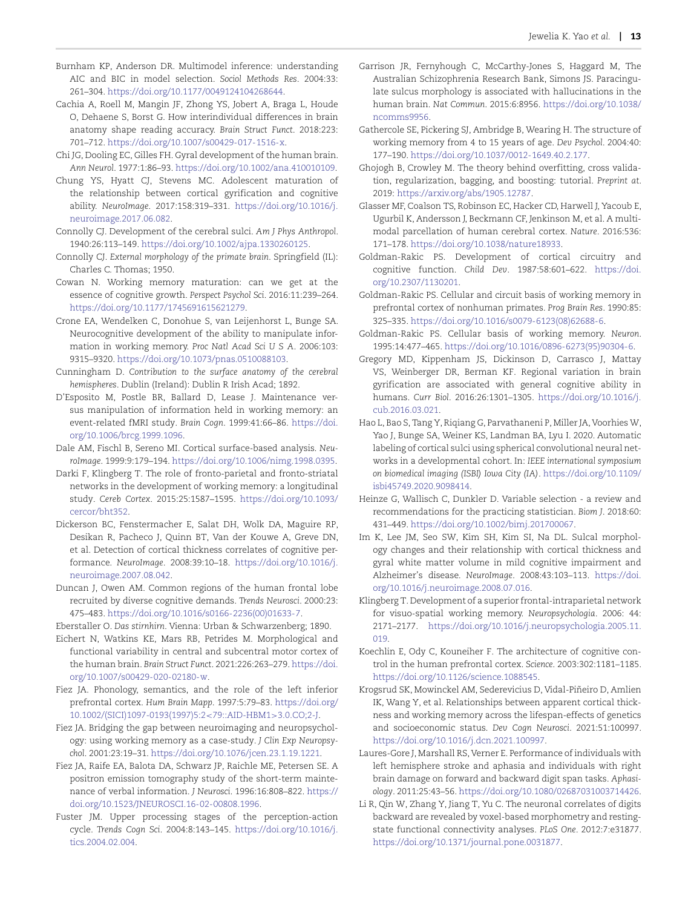Burnham KP, Anderson DR. Multimodel inference: understanding AIC and BIC in model selection. *Sociol Methods Res*. 2004:33: 261–304. https://doi.org/10.1177/0049124104268644.

Cachia A, Roell M, Mangin JF, Zhong YS, Jobert A, Braga L, Houde O, Dehaene S, Borst G. How interindividual differences in brain anatomy shape reading accuracy. *Brain Struct Funct*. 2018:223: 701–712. https://doi.org/10.1007/s00429-017-1516-x.

Chi JG, Dooling EC, Gilles FH. Gyral development of the human brain. *Ann Neurol*. 1977:1:86–93. https://doi.org/10.1002/ana.410010109.

Chung YS, Hyatt CJ, Stevens MC. Adolescent maturation of the relationship between cortical gyrification and cognitive ability. *NeuroImage*. 2017:158:319–331. https://doi.org/10.1016/j.neuroimage.2017.06.082.

Connolly CJ. Development of the cerebral sulci. *Am J Phys Anthropol*. 1940:26:113–149. https://doi.org/10.1002/ajpa.1330260125.

Connolly CJ. *External morphology of the primate brain*. Springfield (IL): Charles C. Thomas; 1950.

Cowan N. Working memory maturation: can we get at the essence of cognitive growth. *Perspect Psychol Sci*. 2016:11:239–264. https://doi.org/10.1177/1745691615621279.

Crone EA, Wendelken C, Donohue S, van Leijenhorst L, Bunge SA. Neurocognitive development of the ability to manipulate information in working memory. *Proc Natl Acad Sci U S A*. 2006:103: 9315–9320. https://doi.org/10.1073/pnas.0510088103.

Cunningham D. *Contribution to the surface anatomy of the cerebral hemispheres*. Dublin (Ireland): Dublin R Irish Acad; 1892.

D'Esposito M, Postle BR, Ballard D, Lease J. Maintenance versus manipulation of information held in working memory: an event-related fMRI study. *Brain Cogn*. 1999:41:66–86. https://doi.org/10.1006/brcg.1999.1096.

Dale AM, Fischl B, Sereno MI. Cortical surface-based analysis. *NeuroImage*. 1999:9:179–194. https://doi.org/10.1006/nimg.1998.0395.

Darki F, Klingberg T. The role of fronto-parietal and fronto-striatal networks in the development of working memory: a longitudinal study. *Cereb Cortex*. 2015:25:1587–1595. https://doi.org/10.1093/cercor/bht352.

Dickerson BC, Fenstermacher E, Salat DH, Wolk DA, Maguire RP, Desikan R, Pacheco J, Quinn BT, Van der Kouwe A, Greve DN, et al. Detection of cortical thickness correlates of cognitive performance. *NeuroImage*. 2008:39:10–18. https://doi.org/10.1016/j.neuroimage.2007.08.042.

Duncan J, Owen AM. Common regions of the human frontal lobe recruited by diverse cognitive demands. *Trends Neurosci*. 2000:23: 475–483. https://doi.org/10.1016/s0166-2236(00)01633-7.

Eberstaller O. *Das stirnhirn*. Vienna: Urban & Schwarzenberg; 1890.

Eichert N, Watkins KE, Mars RB, Petrides M. Morphological and functional variability in central and subcentral motor cortex of the human brain. *Brain Struct Funct*. 2021:226:263–279. https://doi.org/10.1007/s00429-020-02180-w.

Fiez JA. Phonology, semantics, and the role of the left inferior prefrontal cortex. *Hum Brain Mapp*. 1997:5:79–83. https://doi.org/10.1002/(SICI)1097-0193(1997)5:2<79::AID-HBM1>3.0.CO;2-J.

Fiez JA. Bridging the gap between neuroimaging and neuropsychology: using working memory as a case-study. *J Clin Exp Neuropsychol*. 2001:23:19–31. https://doi.org/10.1076/jcen.23.1.19.1221.

Fiez JA, Raife EA, Balota DA, Schwarz JP, Raichle ME, Petersen SE. A positron emission tomography study of the short-term maintenance of verbal information. *J Neurosci*. 1996:16:808–822. https://doi.org/10.1523/JNEUROSCI.16-02-00808.1996.

Fuster JM. Upper processing stages of the perception-action cycle. *Trends Cogn Sci*. 2004:8:143–145. https://doi.org/10.1016/j.tics.2004.02.004.

Garrison JR, Fernyhough C, McCarthy-Jones S, Haggard M, The Australian Schizophrenia Research Bank, Simons JS. Paracingulate sulcus morphology is associated with hallucinations in the human brain. *Nat Commun*. 2015:6:8956. https://doi.org/10.1038/ncomms9956.

Gathercole SE, Pickering SJ, Ambridge B, Wearing H. The structure of working memory from 4 to 15 years of age. *Dev Psychol*. 2004:40: 177–190. https://doi.org/10.1037/0012-1649.40.2.177.

Ghojogh B, Crowley M. The theory behind overfitting, cross validation, regularization, bagging, and boosting: tutorial. *Preprint at*. 2019: https://arxiv.org/abs/1905.12787.

Glasser MF, Coalson TS, Robinson EC, Hacker CD, Harwell J, Yacoub E, Ugurbil K, Andersson J, Beckmann CF, Jenkinson M, et al. A multimodal parcellation of human cerebral cortex. *Nature*. 2016:536: 171–178. https://doi.org/10.1038/nature18933.

Goldman-Rakic PS. Development of cortical circuitry and cognitive function. *Child Dev*. 1987:58:601–622. https://doi.org/10.2307/1130201.

Goldman-Rakic PS. Cellular and circuit basis of working memory in prefrontal cortex of nonhuman primates. *Prog Brain Res*. 1990:85: 325–335. https://doi.org/10.1016/s0079-6123(08)62688-6.

Goldman-Rakic PS. Cellular basis of working memory. *Neuron*. 1995:14:477–465. https://doi.org/10.1016/0896-6273(95)90304-6.

Gregory MD, Kippenham JS, Dickinson D, Carrasco J, Mattay VS, Weinberger DR, Berman KF. Regional variation in brain gyrification are associated with general cognitive ability in humans. *Curr Biol*. 2016:26:1301–1305. https://doi.org/10.1016/j.cub.2016.03.021.

Hao L, Bao S, Tang Y, Riqiang G, Parvathaneni P, Miller JA, Voorhies W, Yao J, Bunge SA, Weiner KS, Landman BA, Lyu I. 2020. Automatic labeling of cortical sulci using spherical convolutional neural networks in a developmental cohort. In: *IEEE international symposium on biomedical imaging (ISBI) Iowa City (IA)*. https://doi.org/10.1109/isbi45749.2020.9098414.

Heinze G, Wallisch C, Dunkler D. Variable selection - a review and recommendations for the practicing statistician. *Biom J*. 2018:60: 431–449. https://doi.org/10.1002/bimj.201700067.

Im K, Lee JM, Seo SW, Kim SH, Kim SI, Na DL. Sulcal morphology changes and their relationship with cortical thickness and gyral white matter volume in mild cognitive impairment and Alzheimer's disease. *NeuroImage*. 2008:43:103–113. https://doi.org/10.1016/j.neuroimage.2008.07.016.

Klingberg T. Development of a superior frontal-intraparietal network for visuo-spatial working memory. *Neuropsychologia*. 2006: 44: 2171–2177. https://doi.org/10.1016/j.neuropsychologia.2005.11.019.

Koechlin E, Ody C, Kouneiher F. The architecture of cognitive control in the human prefrontal cortex. *Science*. 2003:302:1181–1185. https://doi.org/10.1126/science.1088545.

Krogsrud SK, Mowinckel AM, Sederevicius D, Vidal-Piñeiro D, Amlien IK, Wang Y, et al. Relationships between apparent cortical thickness and working memory across the lifespan-effects of genetics and socioeconomic status. *Dev Cogn Neurosci*. 2021:51:100997. https://doi.org/10.1016/j.dcn.2021.100997.

Laures-Gore J, Marshall RS, Verner E. Performance of individuals with left hemisphere stroke and aphasia and individuals with right brain damage on forward and backward digit span tasks. *Aphasiology*. 2011:25:43–56. https://doi.org/10.1080/02687031003714426.

Li R, Qin W, Zhang Y, Jiang T, Yu C. The neuronal correlates of digits backward are revealed by voxel-based morphometry and resting-state functional connectivity analyses. *PLoS One*. 2012:7:e31877. https://doi.org/10.1371/journal.pone.0031877.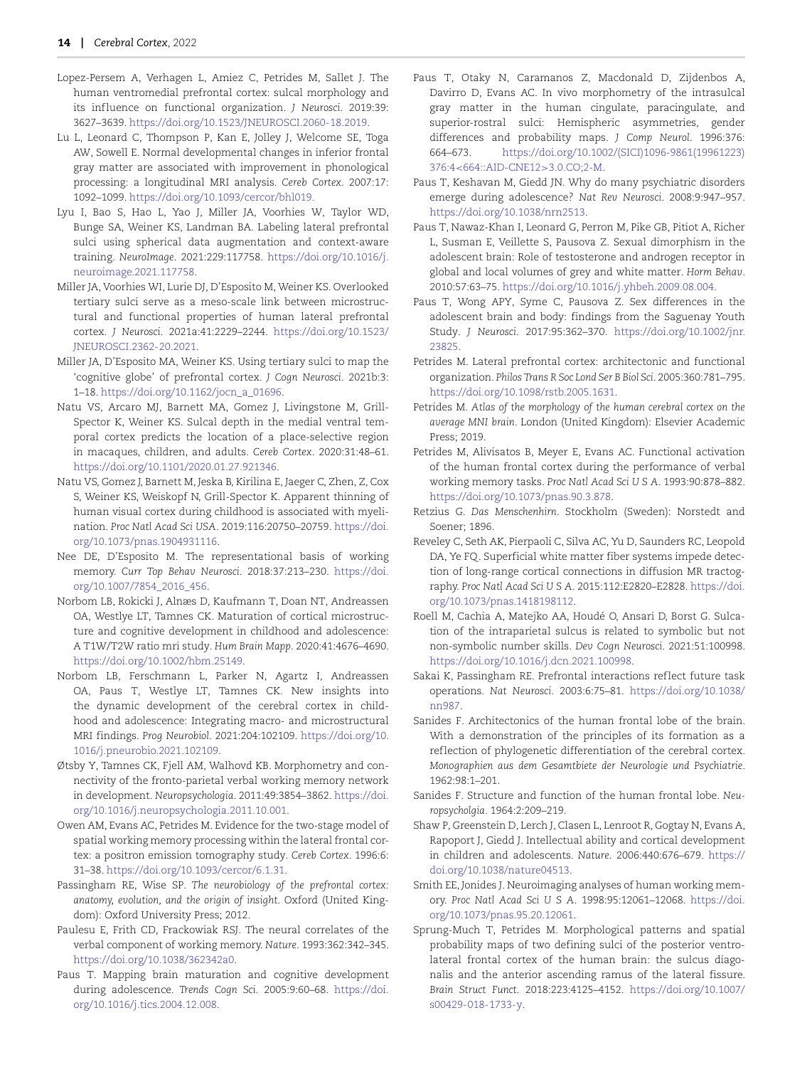Lopez-Persem A, Verhagen L, Amiez C, Petrides M, Sallet J. The human ventromedial prefrontal cortex: sulcal morphology and its influence on functional organization. *J Neurosci*. 2019:39: 3627–3639. https://doi.org/10.1523/JNEUROSCI.2060-18.2019.

Lu L, Leonard C, Thompson P, Kan E, Jolley J, Welcome SE, Toga AW, Sowell E. Normal developmental changes in inferior frontal gray matter are associated with improvement in phonological processing: a longitudinal MRI analysis. *Cereb Cortex*. 2007:17: 1092–1099. https://doi.org/10.1093/cercor/bhl019.

Lyu I, Bao S, Hao L, Yao J, Miller JA, Voorhies W, Taylor WD, Bunge SA, Weiner KS, Landman BA. Labeling lateral prefrontal sulci using spherical data augmentation and context-aware training. *NeuroImage*. 2021:229:117758. https://doi.org/10.1016/j.neuroimage.2021.117758.

Miller JA, Voorhies WI, Lurie DJ, D'Esposito M, Weiner KS. Overlooked tertiary sulci serve as a meso-scale link between microstructural and functional properties of human lateral prefrontal cortex. *J Neurosci*. 2021a:41:2229–2244. https://doi.org/10.1523/JNEUROSCI.2362-20.2021.

Miller JA, D'Esposito MA, Weiner KS. Using tertiary sulci to map the 'cognitive globe' of prefrontal cortex. *J Cogn Neurosci*. 2021b:3: 1–18. https://doi.org/10.1162/jocn_a_01696.

Natu VS, Arcaro MJ, Barnett MA, Gomez J, Livingstone M, Grill-Spector K, Weiner KS. Sulcal depth in the medial ventral temporal cortex predicts the location of a place-selective region in macaques, children, and adults. *Cereb Cortex*. 2020:31:48–61. https://doi.org/10.1101/2020.01.27.921346.

Natu VS, Gomez J, Barnett M, Jeska B, Kirilina E, Jaeger C, Zhen, Z, Cox S, Weiner KS, Weiskopf N, Grill-Spector K. Apparent thinning of human visual cortex during childhood is associated with myelination. *Proc Natl Acad Sci USA*. 2019:116:20750–20759. https://doi.org/10.1073/pnas.1904931116.

Nee DE, D'Esposito M. The representational basis of working memory. *Curr Top Behav Neurosci*. 2018:37:213–230. https://doi.org/10.1007/7854_2016_456.

Norbom LB, Rokicki J, Alnæs D, Kaufmann T, Doan NT, Andreassen OA, Westlye LT, Tamnes CK. Maturation of cortical microstructure and cognitive development in childhood and adolescence: A T1W/T2W ratio mri study. *Hum Brain Mapp*. 2020:41:4676–4690. https://doi.org/10.1002/hbm.25149.

Norbom LB, Ferschmann L, Parker N, Agartz I, Andreassen OA, Paus T, Westlye LT, Tamnes CK. New insights into the dynamic development of the cerebral cortex in childhood and adolescence: Integrating macro- and microstructural MRI findings. *Prog Neurobiol*. 2021:204:102109. https://doi.org/10.1016/j.pneurobio.2021.102109.

Øtsby Y, Tamnes CK, Fjell AM, Walhovd KB. Morphometry and connectivity of the fronto-parietal verbal working memory network in development. *Neuropsychologia*. 2011:49:3854–3862. https://doi.org/10.1016/j.neuropsychologia.2011.10.001.

Owen AM, Evans AC, Petrides M. Evidence for the two-stage model of spatial working memory processing within the lateral frontal cortex: a positron emission tomography study. *Cereb Cortex*. 1996:6: 31–38. https://doi.org/10.1093/cercor/6.1.31.

Passingham RE, Wise SP. *The neurobiology of the prefrontal cortex: anatomy, evolution, and the origin of insight*. Oxford (United Kingdom): Oxford University Press; 2012.

Paulesu E, Frith CD, Frackowiak RSJ. The neural correlates of the verbal component of working memory. *Nature*. 1993:362:342–345. https://doi.org/10.1038/362342a0.

Paus T. Mapping brain maturation and cognitive development during adolescence. *Trends Cogn Sci*. 2005:9:60–68. https://doi.org/10.1016/j.tics.2004.12.008.

Paus T, Otaky N, Caramanos Z, Macdonald D, Zijdenbos A, Davirro D, Evans AC. In vivo morphometry of the intrasulcal gray matter in the human cingulate, paracingulate, and superior-rostral sulci: Hemispheric asymmetries, gender differences and probability maps. *J Comp Neurol*. 1996:376: 664–673. https://doi.org/10.1002/(SICI)1096-9861(19961223)376:4<664::AID-CNE12>3.0.CO;2-M.

Paus T, Keshavan M, Giedd JN. Why do many psychiatric disorders emerge during adolescence? *Nat Rev Neurosci*. 2008:9:947–957. https://doi.org/10.1038/nrn2513.

Paus T, Nawaz-Khan I, Leonard G, Perron M, Pike GB, Pitiot A, Richer L, Susman E, Veillette S, Pausova Z. Sexual dimorphism in the adolescent brain: Role of testosterone and androgen receptor in global and local volumes of grey and white matter. *Horm Behav*. 2010:57:63–75. https://doi.org/10.1016/j.yhbeh.2009.08.004.

Paus T, Wong APY, Syme C, Pausova Z. Sex differences in the adolescent brain and body: findings from the Saguenay Youth Study. *J Neurosci*. 2017:95:362–370. https://doi.org/10.1002/jnr.23825.

Petrides M. Lateral prefrontal cortex: architectonic and functional organization. *Philos Trans R Soc Lond Ser B Biol Sci*. 2005:360:781–795. https://doi.org/10.1098/rstb.2005.1631.

Petrides M. *Atlas of the morphology of the human cerebral cortex on the average MNI brain*. London (United Kingdom): Elsevier Academic Press; 2019.

Petrides M, Alivisatos B, Meyer E, Evans AC. Functional activation of the human frontal cortex during the performance of verbal working memory tasks. *Proc Natl Acad Sci U S A*. 1993:90:878–882. https://doi.org/10.1073/pnas.90.3.878.

Retzius G. *Das Menschenhirn*. Stockholm (Sweden): Norstedt and Soener; 1896.

Reveley C, Seth AK, Pierpaoli C, Silva AC, Yu D, Saunders RC, Leopold DA, Ye FQ. Superficial white matter fiber systems impede detection of long-range cortical connections in diffusion MR tractography. *Proc Natl Acad Sci U S A*. 2015:112:E2820–E2828. https://doi.org/10.1073/pnas.1418198112.

Roell M, Cachia A, Matejko AA, Houdé O, Ansari D, Borst G. Sulcation of the intraparietal sulcus is related to symbolic but not non-symbolic number skills. *Dev Cogn Neurosci*. 2021:51:100998. https://doi.org/10.1016/j.dcn.2021.100998.

Sakai K, Passingham RE. Prefrontal interactions reflect future task operations. *Nat Neurosci*. 2003:6:75–81. https://doi.org/10.1038/nn987.

Sanides F. Architectonics of the human frontal lobe of the brain. With a demonstration of the principles of its formation as a reflection of phylogenetic differentiation of the cerebral cortex. *Monographien aus dem Gesamtbiete der Neurologie und Psychiatrie*. 1962:98:1–201.

Sanides F. Structure and function of the human frontal lobe. *Neuropsycholgia*. 1964:2:209–219.

Shaw P, Greenstein D, Lerch J, Clasen L, Lenroot R, Gogtay N, Evans A, Rapoport J, Giedd J. Intellectual ability and cortical development in children and adolescents. *Nature*. 2006:440:676–679. https://doi.org/10.1038/nature04513.

Smith EE, Jonides J. Neuroimaging analyses of human working memory. *Proc Natl Acad Sci U S A*. 1998:95:12061–12068. https://doi.org/10.1073/pnas.95.20.12061.

Sprung-Much T, Petrides M. Morphological patterns and spatial probability maps of two defining sulci of the posterior ventrolateral frontal cortex of the human brain: the sulcus diagonalis and the anterior ascending ramus of the lateral fissure. *Brain Struct Funct*. 2018:223:4125–4152. https://doi.org/10.1007/s00429-018-1733-y.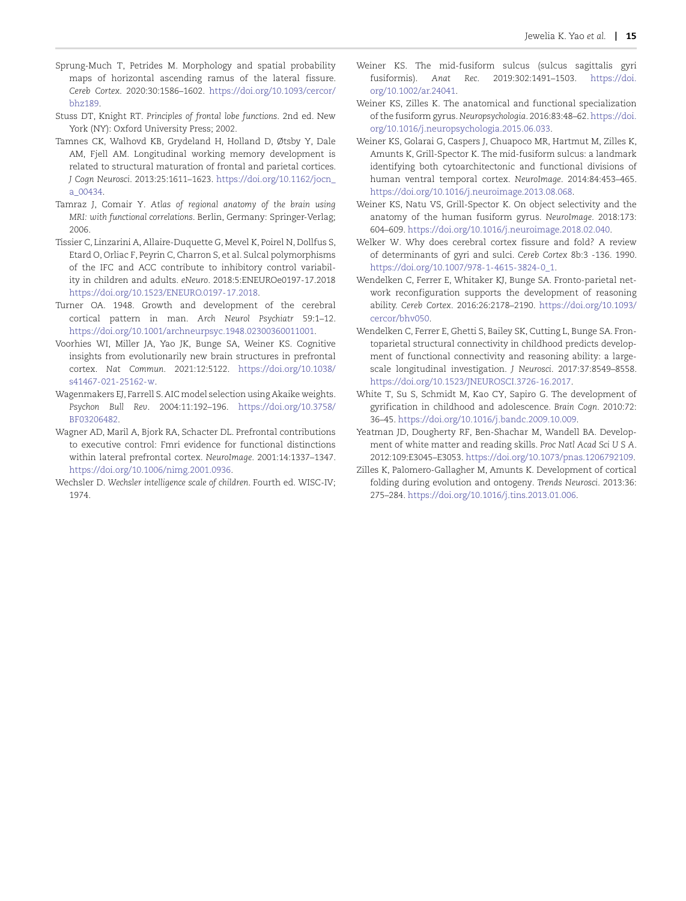Sprung-Much T, Petrides M. Morphology and spatial probability maps of horizontal ascending ramus of the lateral fissure. *Cereb Cortex*. 2020:30:1586–1602. https://doi.org/10.1093/cercor/bhz189.

Stuss DT, Knight RT. *Principles of frontal lobe functions*. 2nd ed. New York (NY): Oxford University Press; 2002.

Tamnes CK, Walhovd KB, Grydeland H, Holland D, Øtsby Y, Dale AM, Fjell AM. Longitudinal working memory development is related to structural maturation of frontal and parietal cortices. *J Cogn Neurosci*. 2013:25:1611–1623. https://doi.org/10.1162/jocn_a_00434.

Tamraz J, Comair Y. *Atlas of regional anatomy of the brain using MRI: with functional correlations*. Berlin, Germany: Springer-Verlag; 2006.

Tissier C, Linzarini A, Allaire-Duquette G, Mevel K, Poirel N, Dollfus S, Etard O, Orliac F, Peyrin C, Charron S, et al. Sulcal polymorphisms of the IFC and ACC contribute to inhibitory control variability in children and adults. *eNeuro*. 2018:5:ENEUROe0197-17.2018 https://doi.org/10.1523/ENEURO.0197-17.2018.

Turner OA. 1948. Growth and development of the cerebral cortical pattern in man. *Arch Neurol Psychiatr* 59:1–12. https://doi.org/10.1001/archneurpsyc.1948.02300360011001.

Voorhies WI, Miller JA, Yao JK, Bunge SA, Weiner KS. Cognitive insights from evolutionarily new brain structures in prefrontal cortex. *Nat Commun*. 2021:12:5122. https://doi.org/10.1038/s41467-021-25162-w.

Wagenmakers EJ, Farrell S. AIC model selection using Akaike weights. *Psychon Bull Rev*. 2004:11:192–196. https://doi.org/10.3758/BF03206482.

Wagner AD, Maril A, Bjork RA, Schacter DL. Prefrontal contributions to executive control: Fmri evidence for functional distinctions within lateral prefrontal cortex. *NeuroImage*. 2001:14:1337–1347. https://doi.org/10.1006/nimg.2001.0936.

Wechsler D. *Wechsler intelligence scale of children*. Fourth ed. WISC-IV; 1974.

Weiner KS. The mid-fusiform sulcus (sulcus sagittalis gyri fusiformis). *Anat Rec*. 2019:302:1491–1503. https://doi.org/10.1002/ar.24041.

Weiner KS, Zilles K. The anatomical and functional specialization of the fusiform gyrus. *Neuropsychologia*. 2016:83:48–62. https://doi.org/10.1016/j.neuropsychologia.2015.06.033.

Weiner KS, Golarai G, Caspers J, Chuapoco MR, Hartmut M, Zilles K, Amunts K, Grill-Spector K. The mid-fusiform sulcus: a landmark identifying both cytoarchitectonic and functional divisions of human ventral temporal cortex. *NeuroImage*. 2014:84:453–465. https://doi.org/10.1016/j.neuroimage.2013.08.068.

Weiner KS, Natu VS, Grill-Spector K. On object selectivity and the anatomy of the human fusiform gyrus. *NeuroImage*. 2018:173: 604–609. https://doi.org/10.1016/j.neuroimage.2018.02.040.

Welker W. Why does cerebral cortex fissure and fold? A review of determinants of gyri and sulci. *Cereb Cortex* 8b:3 -136. 1990. https://doi.org/10.1007/978-1-4615-3824-0_1.

Wendelken C, Ferrer E, Whitaker KJ, Bunge SA. Fronto-parietal network reconfiguration supports the development of reasoning ability. *Cereb Cortex*. 2016:26:2178–2190. https://doi.org/10.1093/cercor/bhv050.

Wendelken C, Ferrer E, Ghetti S, Bailey SK, Cutting L, Bunge SA. Frontoparietal structural connectivity in childhood predicts development of functional connectivity and reasoning ability: a large-scale longitudinal investigation. *J Neurosci*. 2017:37:8549–8558. https://doi.org/10.1523/JNEUROSCI.3726-16.2017.

White T, Su S, Schmidt M, Kao CY, Sapiro G. The development of gyrification in childhood and adolescence. *Brain Cogn*. 2010:72: 36–45. https://doi.org/10.1016/j.bandc.2009.10.009.

Yeatman JD, Dougherty RF, Ben-Shachar M, Wandell BA. Development of white matter and reading skills. *Proc Natl Acad Sci U S A*. 2012:109:E3045–E3053. https://doi.org/10.1073/pnas.1206792109.

Zilles K, Palomero-Gallagher N, Amunts K. Development of cortical folding during evolution and ontogeny. *Trends Neurosci*. 2013:36: 275–284. https://doi.org/10.1016/j.tins.2013.01.006.